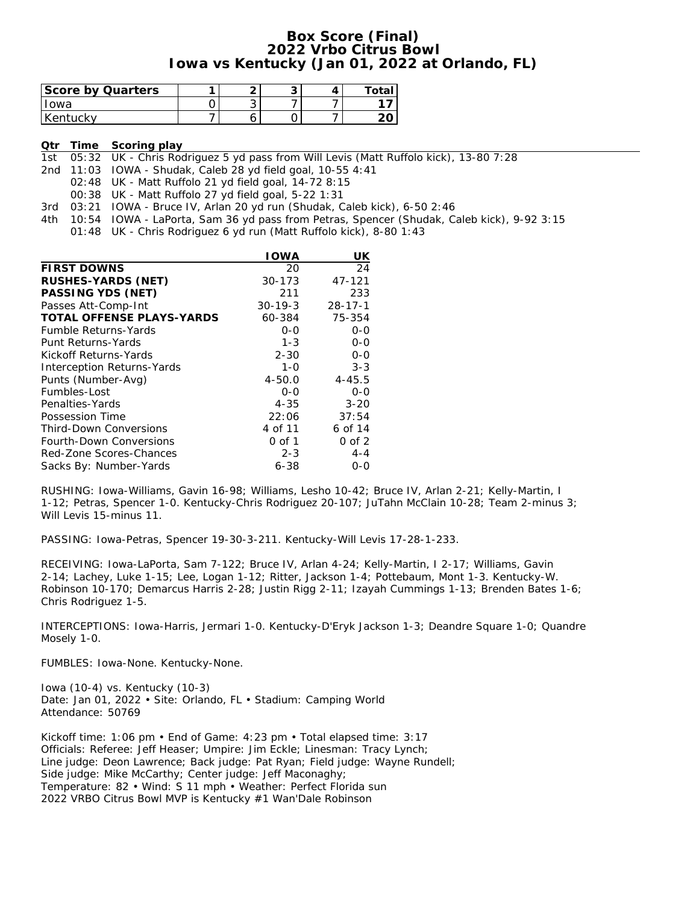# Box Score (Final)
## 2022 Vrbo Citrus Bowl
## Iowa vs Kentucky (Jan 01, 2022 at Orlando, FL)

| Score by Quarters | 1 | 2 | 3 | 4 | Total |
|---|---|---|---|---|---|
| Iowa | 0 | 3 | 7 | 7 | **17** |
| Kentucky | 7 | 6 | 0 | 7 | **20** |

| Qtr | Time | Scoring play |
|---|---|---|
| 1st | 05:32 | UK - Chris Rodriguez 5 yd pass from Will Levis (Matt Ruffolo kick), 13-80 7:28 |
| 2nd | 11:03 | IOWA - Shudak, Caleb 28 yd field goal, 10-55 4:41 |
| | 02:48 | UK - Matt Ruffolo 21 yd field goal, 14-72 8:15 |
| | 00:38 | UK - Matt Ruffolo 27 yd field goal, 5-22 1:31 |
| 3rd | 03:21 | IOWA - Bruce IV, Arlan 20 yd run (Shudak, Caleb kick), 6-50 2:46 |
| 4th | 10:54 | IOWA - LaPorta, Sam 36 yd pass from Petras, Spencer (Shudak, Caleb kick), 9-92 3:15 |
| | 01:48 | UK - Chris Rodriguez 6 yd run (Matt Ruffolo kick), 8-80 1:43 |

| | IOWA | UK |
|---|---|---|
| **FIRST DOWNS** | 20 | 24 |
| **RUSHES-YARDS (NET)** | 30-173 | 47-121 |
| **PASSING YDS (NET)** | 211 | 233 |
| Passes Att-Comp-Int | 30-19-3 | 28-17-1 |
| **TOTAL OFFENSE PLAYS-YARDS** | 60-384 | 75-354 |
| Fumble Returns-Yards | 0-0 | 0-0 |
| Punt Returns-Yards | 1-3 | 0-0 |
| Kickoff Returns-Yards | 2-30 | 0-0 |
| Interception Returns-Yards | 1-0 | 3-3 |
| Punts (Number-Avg) | 4-50.0 | 4-45.5 |
| Fumbles-Lost | 0-0 | 0-0 |
| Penalties-Yards | 4-35 | 3-20 |
| Possession Time | 22:06 | 37:54 |
| Third-Down Conversions | 4 of 11 | 6 of 14 |
| Fourth-Down Conversions | 0 of 1 | 0 of 2 |
| Red-Zone Scores-Chances | 2-3 | 4-4 |
| Sacks By: Number-Yards | 6-38 | 0-0 |

RUSHING: Iowa-Williams, Gavin 16-98; Williams, Lesho 10-42; Bruce IV, Arlan 2-21; Kelly-Martin, I 1-12; Petras, Spencer 1-0. Kentucky-Chris Rodriguez 20-107; JuTahn McClain 10-28; Team 2-minus 3; Will Levis 15-minus 11.

PASSING: Iowa-Petras, Spencer 19-30-3-211. Kentucky-Will Levis 17-28-1-233.

RECEIVING: Iowa-LaPorta, Sam 7-122; Bruce IV, Arlan 4-24; Kelly-Martin, I 2-17; Williams, Gavin 2-14; Lachey, Luke 1-15; Lee, Logan 1-12; Ritter, Jackson 1-4; Pottebaum, Mont 1-3. Kentucky-W. Robinson 10-170; Demarcus Harris 2-28; Justin Rigg 2-11; Izayah Cummings 1-13; Brenden Bates 1-6; Chris Rodriguez 1-5.

INTERCEPTIONS: Iowa-Harris, Jermari 1-0. Kentucky-D'Eryk Jackson 1-3; Deandre Square 1-0; Quandre Mosely 1-0.

FUMBLES: Iowa-None. Kentucky-None.

Iowa (10-4) vs. Kentucky (10-3)
Date: Jan 01, 2022 • Site: Orlando, FL • Stadium: Camping World
Attendance: 50769

Kickoff time: 1:06 pm • End of Game: 4:23 pm • Total elapsed time: 3:17
Officials: Referee: Jeff Heaser; Umpire: Jim Eckle; Linesman: Tracy Lynch;
Line judge: Deon Lawrence; Back judge: Pat Ryan; Field judge: Wayne Rundell;
Side judge: Mike McCarthy; Center judge: Jeff Maconaghy;
Temperature: 82 • Wind: S 11 mph • Weather: Perfect Florida sun
2022 VRBO Citrus Bowl MVP is Kentucky #1 Wan'Dale Robinson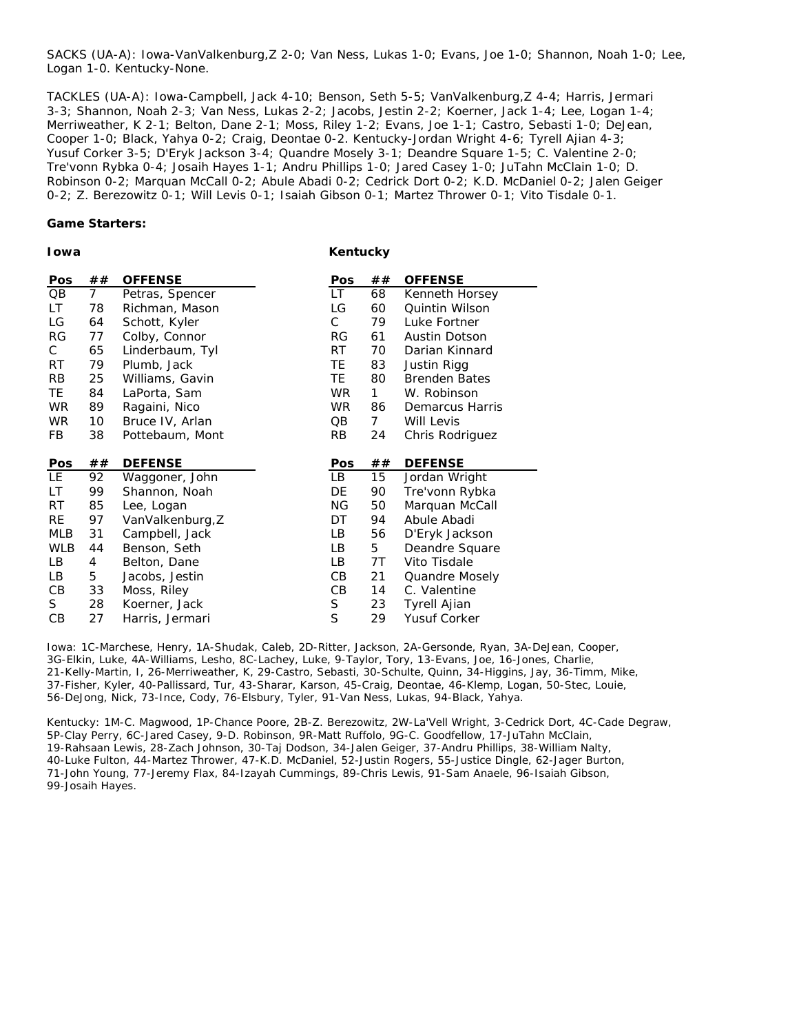SACKS (UA-A): Iowa-VanValkenburg,Z 2-0; Van Ness, Lukas 1-0; Evans, Joe 1-0; Shannon, Noah 1-0; Lee, Logan 1-0. Kentucky-None.

TACKLES (UA-A): Iowa-Campbell, Jack 4-10; Benson, Seth 5-5; VanValkenburg,Z 4-4; Harris, Jermari 3-3; Shannon, Noah 2-3; Van Ness, Lukas 2-2; Jacobs, Jestin 2-2; Koerner, Jack 1-4; Lee, Logan 1-4; Merriweather, K 2-1; Belton, Dane 2-1; Moss, Riley 1-2; Evans, Joe 1-1; Castro, Sebasti 1-0; DeJean, Cooper 1-0; Black, Yahya 0-2; Craig, Deontae 0-2. Kentucky-Jordan Wright 4-6; Tyrell Ajian 4-3; Yusuf Corker 3-5; D'Eryk Jackson 3-4; Quandre Mosely 3-1; Deandre Square 1-5; C. Valentine 2-0; Tre'vonn Rybka 0-4; Josaih Hayes 1-1; Andru Phillips 1-0; Jared Casey 1-0; JuTahn McClain 1-0; D. Robinson 0-2; Marquan McCall 0-2; Abule Abadi 0-2; Cedrick Dort 0-2; K.D. McDaniel 0-2; Jalen Geiger 0-2; Z. Berezowitz 0-1; Will Levis 0-1; Isaiah Gibson 0-1; Martez Thrower 0-1; Vito Tisdale 0-1.

**Game Starters:**

**Iowa**

| Pos | ## | OFFENSE |
|---|---|---|
| QB | 7 | Petras, Spencer |
| LT | 78 | Richman, Mason |
| LG | 64 | Schott, Kyler |
| RG | 77 | Colby, Connor |
| C | 65 | Linderbaum, Tyl |
| RT | 79 | Plumb, Jack |
| RB | 25 | Williams, Gavin |
| TE | 84 | LaPorta, Sam |
| WR | 89 | Ragaini, Nico |
| WR | 10 | Bruce IV, Arlan |
| FB | 38 | Pottebaum, Mont |

| Pos | ## | DEFENSE |
|---|---|---|
| LE | 92 | Waggoner, John |
| LT | 99 | Shannon, Noah |
| RT | 85 | Lee, Logan |
| RE | 97 | VanValkenburg,Z |
| MLB | 31 | Campbell, Jack |
| WLB | 44 | Benson, Seth |
| LB | 4 | Belton, Dane |
| LB | 5 | Jacobs, Jestin |
| CB | 33 | Moss, Riley |
| S | 28 | Koerner, Jack |
| CB | 27 | Harris, Jermari |

**Kentucky**

| Pos | ## | OFFENSE |
|---|---|---|
| LT | 68 | Kenneth Horsey |
| LG | 60 | Quintin Wilson |
| C | 79 | Luke Fortner |
| RG | 61 | Austin Dotson |
| RT | 70 | Darian Kinnard |
| TE | 83 | Justin Rigg |
| TE | 80 | Brenden Bates |
| WR | 1 | W. Robinson |
| WR | 86 | Demarcus Harris |
| QB | 7 | Will Levis |
| RB | 24 | Chris Rodriguez |

| Pos | ## | DEFENSE |
|---|---|---|
| LB | 15 | Jordan Wright |
| DE | 90 | Tre'vonn Rybka |
| NG | 50 | Marquan McCall |
| DT | 94 | Abule Abadi |
| LB | 56 | D'Eryk Jackson |
| LB | 5 | Deandre Square |
| LB | 7T | Vito Tisdale |
| CB | 21 | Quandre Mosely |
| CB | 14 | C. Valentine |
| S | 23 | Tyrell Ajian |
| S | 29 | Yusuf Corker |

Iowa: 1C-Marchese, Henry, 1A-Shudak, Caleb, 2D-Ritter, Jackson, 2A-Gersonde, Ryan, 3A-DeJean, Cooper, 3G-Elkin, Luke, 4A-Williams, Lesho, 8C-Lachey, Luke, 9-Taylor, Tory, 13-Evans, Joe, 16-Jones, Charlie, 21-Kelly-Martin, I, 26-Merriweather, K, 29-Castro, Sebasti, 30-Schulte, Quinn, 34-Higgins, Jay, 36-Timm, Mike, 37-Fisher, Kyler, 40-Pallissard, Tur, 43-Sharar, Karson, 45-Craig, Deontae, 46-Klemp, Logan, 50-Stec, Louie, 56-DeJong, Nick, 73-Ince, Cody, 76-Elsbury, Tyler, 91-Van Ness, Lukas, 94-Black, Yahya.

Kentucky: 1M-C. Magwood, 1P-Chance Poore, 2B-Z. Berezowitz, 2W-La'Vell Wright, 3-Cedrick Dort, 4C-Cade Degraw, 5P-Clay Perry, 6C-Jared Casey, 9-D. Robinson, 9R-Matt Ruffolo, 9G-C. Goodfellow, 17-JuTahn McClain, 19-Rahsaan Lewis, 28-Zach Johnson, 30-Taj Dodson, 34-Jalen Geiger, 37-Andru Phillips, 38-William Nalty, 40-Luke Fulton, 44-Martez Thrower, 47-K.D. McDaniel, 52-Justin Rogers, 55-Justice Dingle, 62-Jager Burton, 71-John Young, 77-Jeremy Flax, 84-Izayah Cummings, 89-Chris Lewis, 91-Sam Anaele, 96-Isaiah Gibson, 99-Josaih Hayes.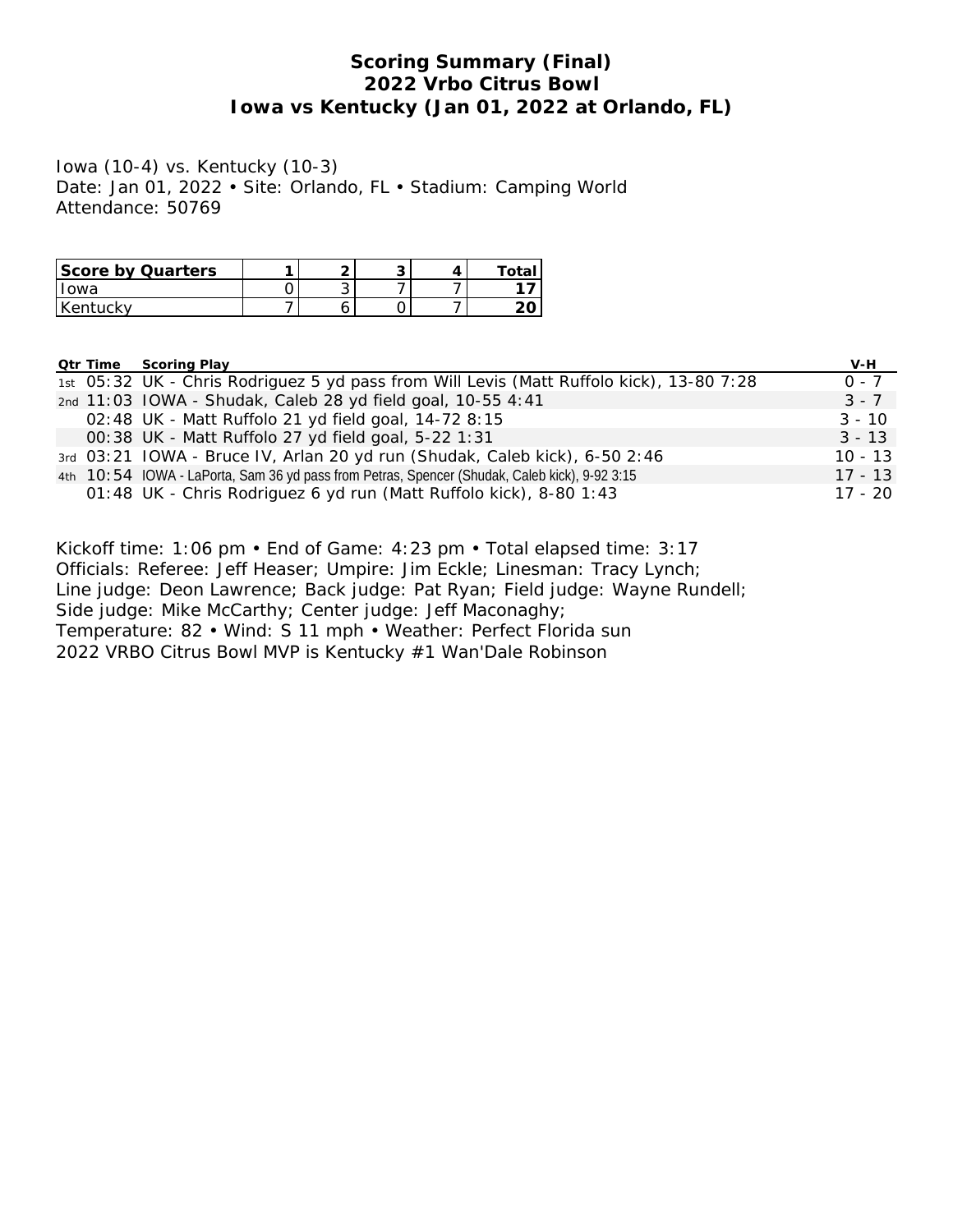# Scoring Summary (Final)
## 2022 Vrbo Citrus Bowl
## Iowa vs Kentucky (Jan 01, 2022 at Orlando, FL)

Iowa (10-4) vs. Kentucky (10-3)
Date: Jan 01, 2022 • Site: Orlando, FL • Stadium: Camping World
Attendance: 50769

| Score by Quarters | 1 | 2 | 3 | 4 | Total |
|---|---|---|---|---|---|
| Iowa | 0 | 3 | 7 | 7 | **17** |
| Kentucky | 7 | 6 | 0 | 7 | **20** |

| Qtr | Time | Scoring Play | V-H |
|---|---|---|---|
| 1st | 05:32 | UK - Chris Rodriguez 5 yd pass from Will Levis (Matt Ruffolo kick), 13-80 7:28 | 0 - 7 |
| 2nd | 11:03 | IOWA - Shudak, Caleb 28 yd field goal, 10-55 4:41 | 3 - 7 |
| | 02:48 | UK - Matt Ruffolo 21 yd field goal, 14-72 8:15 | 3 - 10 |
| | 00:38 | UK - Matt Ruffolo 27 yd field goal, 5-22 1:31 | 3 - 13 |
| 3rd | 03:21 | IOWA - Bruce IV, Arlan 20 yd run (Shudak, Caleb kick), 6-50 2:46 | 10 - 13 |
| 4th | 10:54 | IOWA - LaPorta, Sam 36 yd pass from Petras, Spencer (Shudak, Caleb kick), 9-92 3:15 | 17 - 13 |
| | 01:48 | UK - Chris Rodriguez 6 yd run (Matt Ruffolo kick), 8-80 1:43 | 17 - 20 |

Kickoff time: 1:06 pm • End of Game: 4:23 pm • Total elapsed time: 3:17
Officials: Referee: Jeff Heaser; Umpire: Jim Eckle; Linesman: Tracy Lynch;
Line judge: Deon Lawrence; Back judge: Pat Ryan; Field judge: Wayne Rundell;
Side judge: Mike McCarthy; Center judge: Jeff Maconaghy;
Temperature: 82 • Wind: S 11 mph • Weather: Perfect Florida sun
2022 VRBO Citrus Bowl MVP is Kentucky #1 Wan'Dale Robinson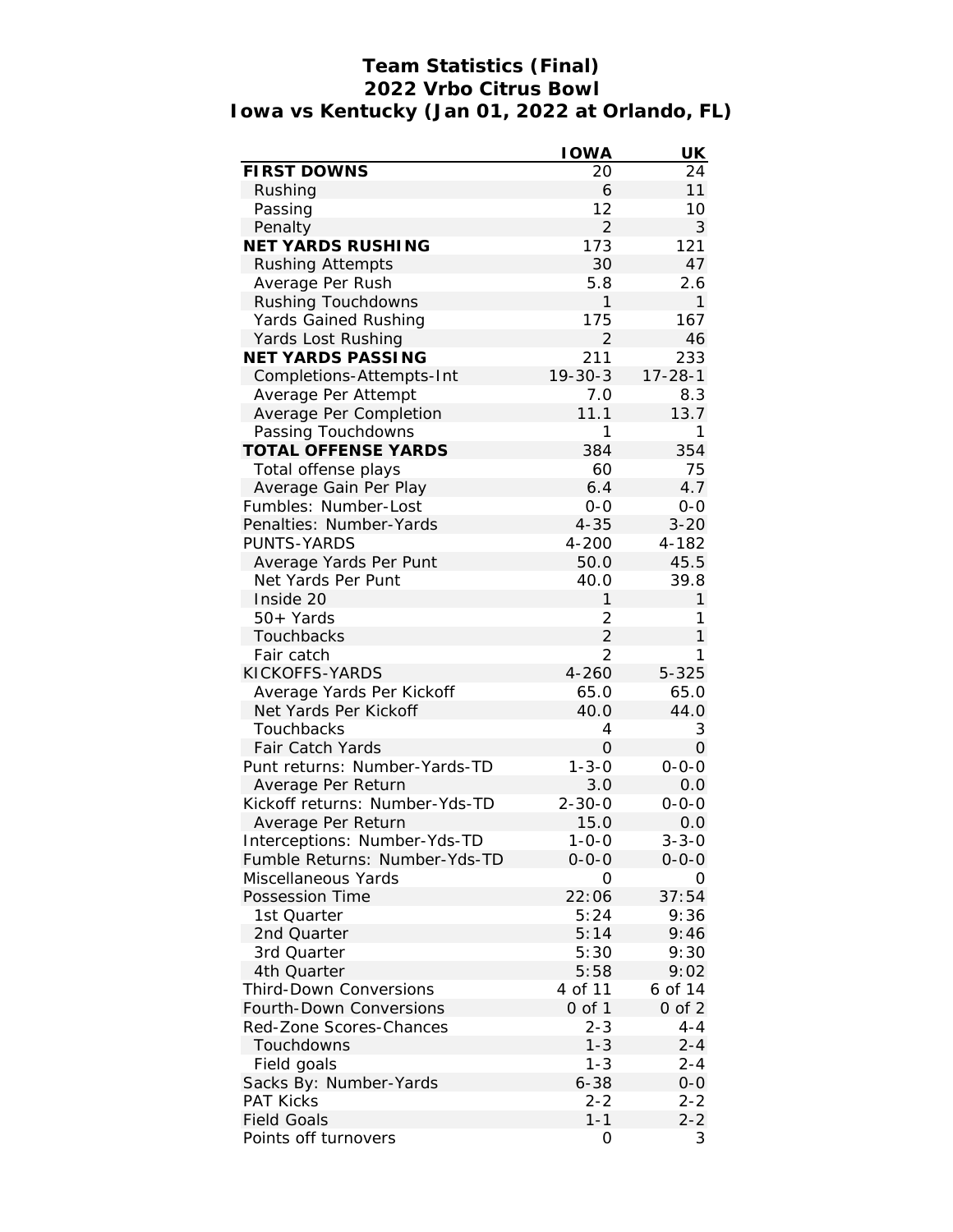# Team Statistics (Final)
## 2022 Vrbo Citrus Bowl
## Iowa vs Kentucky (Jan 01, 2022 at Orlando, FL)

| | IOWA | UK |
|---|---|---|
| **FIRST DOWNS** | 20 | 24 |
| Rushing | 6 | 11 |
| Passing | 12 | 10 |
| Penalty | 2 | 3 |
| **NET YARDS RUSHING** | 173 | 121 |
| Rushing Attempts | 30 | 47 |
| Average Per Rush | 5.8 | 2.6 |
| Rushing Touchdowns | 1 | 1 |
| Yards Gained Rushing | 175 | 167 |
| Yards Lost Rushing | 2 | 46 |
| **NET YARDS PASSING** | 211 | 233 |
| Completions-Attempts-Int | 19-30-3 | 17-28-1 |
| Average Per Attempt | 7.0 | 8.3 |
| Average Per Completion | 11.1 | 13.7 |
| Passing Touchdowns | 1 | 1 |
| **TOTAL OFFENSE YARDS** | 384 | 354 |
| Total offense plays | 60 | 75 |
| Average Gain Per Play | 6.4 | 4.7 |
| Fumbles: Number-Lost | 0-0 | 0-0 |
| Penalties: Number-Yards | 4-35 | 3-20 |
| PUNTS-YARDS | 4-200 | 4-182 |
| Average Yards Per Punt | 50.0 | 45.5 |
| Net Yards Per Punt | 40.0 | 39.8 |
| Inside 20 | 1 | 1 |
| 50+ Yards | 2 | 1 |
| Touchbacks | 2 | 1 |
| Fair catch | 2 | 1 |
| KICKOFFS-YARDS | 4-260 | 5-325 |
| Average Yards Per Kickoff | 65.0 | 65.0 |
| Net Yards Per Kickoff | 40.0 | 44.0 |
| Touchbacks | 4 | 3 |
| Fair Catch Yards | 0 | 0 |
| Punt returns: Number-Yards-TD | 1-3-0 | 0-0-0 |
| Average Per Return | 3.0 | 0.0 |
| Kickoff returns: Number-Yds-TD | 2-30-0 | 0-0-0 |
| Average Per Return | 15.0 | 0.0 |
| Interceptions: Number-Yds-TD | 1-0-0 | 3-3-0 |
| Fumble Returns: Number-Yds-TD | 0-0-0 | 0-0-0 |
| Miscellaneous Yards | 0 | 0 |
| Possession Time | 22:06 | 37:54 |
| 1st Quarter | 5:24 | 9:36 |
| 2nd Quarter | 5:14 | 9:46 |
| 3rd Quarter | 5:30 | 9:30 |
| 4th Quarter | 5:58 | 9:02 |
| Third-Down Conversions | 4 of 11 | 6 of 14 |
| Fourth-Down Conversions | 0 of 1 | 0 of 2 |
| Red-Zone Scores-Chances | 2-3 | 4-4 |
| Touchdowns | 1-3 | 2-4 |
| Field goals | 1-3 | 2-4 |
| Sacks By: Number-Yards | 6-38 | 0-0 |
| PAT Kicks | 2-2 | 2-2 |
| Field Goals | 1-1 | 2-2 |
| Points off turnovers | 0 | 3 |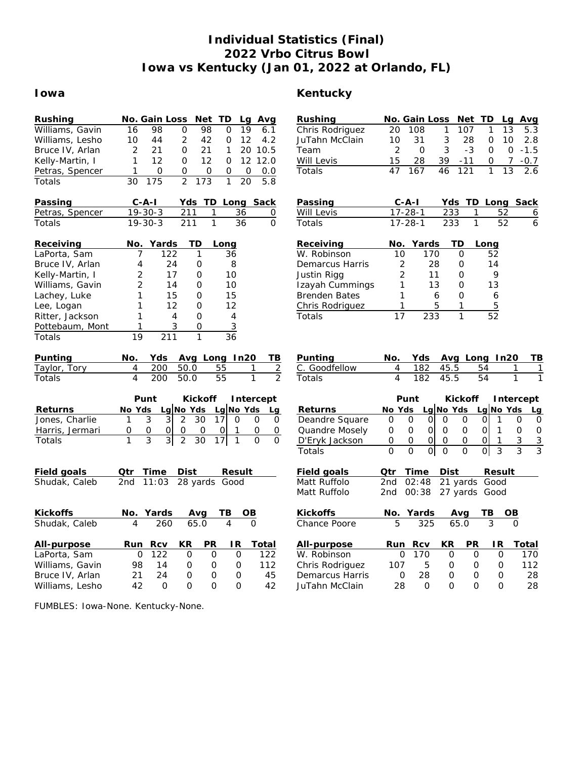# Individual Statistics (Final)
## 2022 Vrbo Citrus Bowl
## Iowa vs Kentucky (Jan 01, 2022 at Orlando, FL)

## Iowa

| Rushing | No. | Gain | Loss | Net | TD | Lg | Avg |
|---|---|---|---|---|---|---|---|
| Williams, Gavin | 16 | 98 | 0 | 98 | 0 | 19 | 6.1 |
| Williams, Lesho | 10 | 44 | 2 | 42 | 0 | 12 | 4.2 |
| Bruce IV, Arlan | 2 | 21 | 0 | 21 | 1 | 20 | 10.5 |
| Kelly-Martin, I | 1 | 12 | 0 | 12 | 0 | 12 | 12.0 |
| Petras, Spencer | 1 | 0 | 0 | 0 | 0 | 0 | 0.0 |
| Totals | 30 | 175 | 2 | 173 | 1 | 20 | 5.8 |

| Passing | C-A-I | Yds | TD | Long | Sack |
|---|---|---|---|---|---|
| Petras, Spencer | 19-30-3 | 211 | 1 | 36 | 0 |
| Totals | 19-30-3 | 211 | 1 | 36 | 0 |

| Receiving | No. | Yards | TD | Long |
|---|---|---|---|---|
| LaPorta, Sam | 7 | 122 | 1 | 36 |
| Bruce IV, Arlan | 4 | 24 | 0 | 8 |
| Kelly-Martin, I | 2 | 17 | 0 | 10 |
| Williams, Gavin | 2 | 14 | 0 | 10 |
| Lachey, Luke | 1 | 15 | 0 | 15 |
| Lee, Logan | 1 | 12 | 0 | 12 |
| Ritter, Jackson | 1 | 4 | 0 | 4 |
| Pottebaum, Mont | 1 | 3 | 0 | 3 |
| Totals | 19 | 211 | 1 | 36 |

| Punting | No. | Yds | Avg | Long | In20 | TB |
|---|---|---|---|---|---|---|
| Taylor, Tory | 4 | 200 | 50.0 | 55 | 1 | 2 |
| Totals | 4 | 200 | 50.0 | 55 | 1 | 2 |

| | Punt | | | Kickoff | | | Intercept | | |
|---|---|---|---|---|---|---|---|---|---|
| Returns | No | Yds | Lg | No | Yds | Lg | No | Yds | Lg |
| Jones, Charlie | 1 | 3 | 3 | 2 | 30 | 17 | 0 | 0 | 0 |
| Harris, Jermari | 0 | 0 | 0 | 0 | 0 | 0 | 1 | 0 | 0 |
| Totals | 1 | 3 | 3 | 2 | 30 | 17 | 1 | 0 | 0 |

| Field goals | Qtr | Time | Dist | Result |
|---|---|---|---|---|
| Shudak, Caleb | 2nd | 11:03 | 28 yards | Good |

| Kickoffs | No. | Yards | Avg | TB | OB |
|---|---|---|---|---|---|
| Shudak, Caleb | 4 | 260 | 65.0 | 4 | 0 |

| All-purpose | Run | Rcv | KR | PR | IR | Total |
|---|---|---|---|---|---|---|
| LaPorta, Sam | 0 | 122 | 0 | 0 | 0 | 122 |
| Williams, Gavin | 98 | 14 | 0 | 0 | 0 | 112 |
| Bruce IV, Arlan | 21 | 24 | 0 | 0 | 0 | 45 |
| Williams, Lesho | 42 | 0 | 0 | 0 | 0 | 42 |

## Kentucky

| Rushing | No. | Gain | Loss | Net | TD | Lg | Avg |
|---|---|---|---|---|---|---|---|
| Chris Rodriguez | 20 | 108 | 1 | 107 | 1 | 13 | 5.3 |
| JuTahn McClain | 10 | 31 | 3 | 28 | 0 | 10 | 2.8 |
| Team | 2 | 0 | 3 | -3 | 0 | 0 | -1.5 |
| Will Levis | 15 | 28 | 39 | -11 | 0 | 7 | -0.7 |
| Totals | 47 | 167 | 46 | 121 | 1 | 13 | 2.6 |

| Passing | C-A-I | Yds | TD | Long | Sack |
|---|---|---|---|---|---|
| Will Levis | 17-28-1 | 233 | 1 | 52 | 6 |
| Totals | 17-28-1 | 233 | 1 | 52 | 6 |

| Receiving | No. | Yards | TD | Long |
|---|---|---|---|---|
| W. Robinson | 10 | 170 | 0 | 52 |
| Demarcus Harris | 2 | 28 | 0 | 14 |
| Justin Rigg | 2 | 11 | 0 | 9 |
| Izayah Cummings | 1 | 13 | 0 | 13 |
| Brenden Bates | 1 | 6 | 0 | 6 |
| Chris Rodriguez | 1 | 5 | 1 | 5 |
| Totals | 17 | 233 | 1 | 52 |

| Punting | No. | Yds | Avg | Long | In20 | TB |
|---|---|---|---|---|---|---|
| C. Goodfellow | 4 | 182 | 45.5 | 54 | 1 | 1 |
| Totals | 4 | 182 | 45.5 | 54 | 1 | 1 |

| | Punt | | | Kickoff | | | Intercept | | |
|---|---|---|---|---|---|---|---|---|---|
| Returns | No | Yds | Lg | No | Yds | Lg | No | Yds | Lg |
| Deandre Square | 0 | 0 | 0 | 0 | 0 | 0 | 1 | 0 | 0 |
| Quandre Mosely | 0 | 0 | 0 | 0 | 0 | 0 | 1 | 0 | 0 |
| D'Eryk Jackson | 0 | 0 | 0 | 0 | 0 | 0 | 1 | 3 | 3 |
| Totals | 0 | 0 | 0 | 0 | 0 | 0 | 3 | 3 | 3 |

| Field goals | Qtr | Time | Dist | Result |
|---|---|---|---|---|
| Matt Ruffolo | 2nd | 02:48 | 21 yards | Good |
| Matt Ruffolo | 2nd | 00:38 | 27 yards | Good |

| Kickoffs | No. | Yards | Avg | TB | OB |
|---|---|---|---|---|---|
| Chance Poore | 5 | 325 | 65.0 | 3 | 0 |

| All-purpose | Run | Rcv | KR | PR | IR | Total |
|---|---|---|---|---|---|---|
| W. Robinson | 0 | 170 | 0 | 0 | 0 | 170 |
| Chris Rodriguez | 107 | 5 | 0 | 0 | 0 | 112 |
| Demarcus Harris | 0 | 28 | 0 | 0 | 0 | 28 |
| JuTahn McClain | 28 | 0 | 0 | 0 | 0 | 28 |

FUMBLES: Iowa-None. Kentucky-None.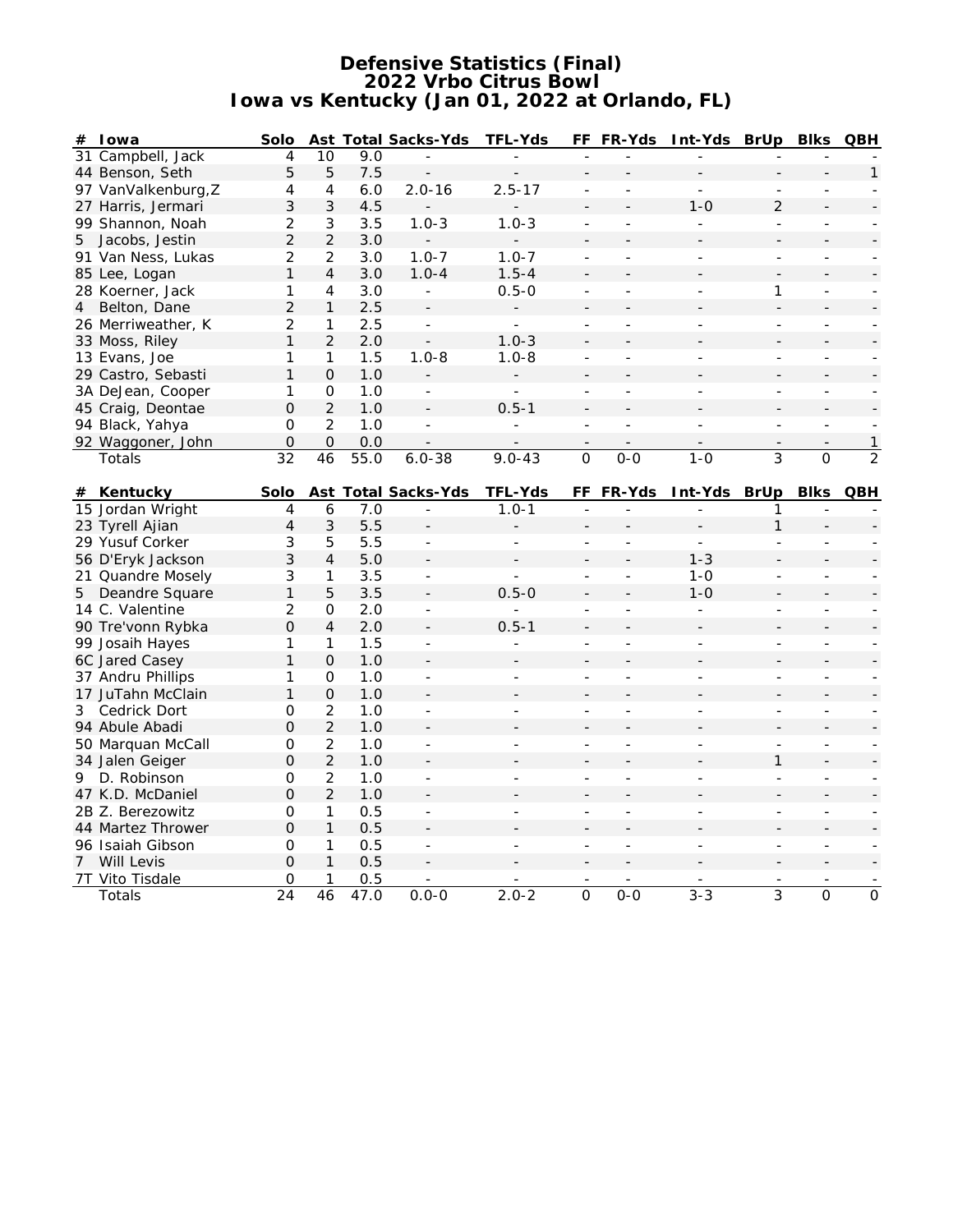# Defensive Statistics (Final)
## 2022 Vrbo Citrus Bowl
## Iowa vs Kentucky (Jan 01, 2022 at Orlando, FL)

| # | Iowa | Solo | Ast | Total | Sacks-Yds | TFL-Yds | FF | FR-Yds | Int-Yds | BrUp | Blks | QBH |
|---|---|---|---|---|---|---|---|---|---|---|---|---|
| 31 | Campbell, Jack | 4 | 10 | 9.0 | - | - | - | - | - | - | - | - |
| 44 | Benson, Seth | 5 | 5 | 7.5 | - | - | - | - | - | - | - | 1 |
| 97 | VanValkenburg,Z | 4 | 4 | 6.0 | 2.0-16 | 2.5-17 | - | - | - | - | - | - |
| 27 | Harris, Jermari | 3 | 3 | 4.5 | - | - | - | - | 1-0 | 2 | - | - |
| 99 | Shannon, Noah | 2 | 3 | 3.5 | 1.0-3 | 1.0-3 | - | - | - | - | - | - |
| 5 | Jacobs, Jestin | 2 | 2 | 3.0 | - | - | - | - | - | - | - | - |
| 91 | Van Ness, Lukas | 2 | 2 | 3.0 | 1.0-7 | 1.0-7 | - | - | - | - | - | - |
| 85 | Lee, Logan | 1 | 4 | 3.0 | 1.0-4 | 1.5-4 | - | - | - | - | - | - |
| 28 | Koerner, Jack | 1 | 4 | 3.0 | - | 0.5-0 | - | - | - | 1 | - | - |
| 4 | Belton, Dane | 2 | 1 | 2.5 | - | - | - | - | - | - | - | - |
| 26 | Merriweather, K | 2 | 1 | 2.5 | - | - | - | - | - | - | - | - |
| 33 | Moss, Riley | 1 | 2 | 2.0 | - | 1.0-3 | - | - | - | - | - | - |
| 13 | Evans, Joe | 1 | 1 | 1.5 | 1.0-8 | 1.0-8 | - | - | - | - | - | - |
| 29 | Castro, Sebasti | 1 | 0 | 1.0 | - | - | - | - | - | - | - | - |
| 3A | DeJean, Cooper | 1 | 0 | 1.0 | - | - | - | - | - | - | - | - |
| 45 | Craig, Deontae | 0 | 2 | 1.0 | - | 0.5-1 | - | - | - | - | - | - |
| 94 | Black, Yahya | 0 | 2 | 1.0 | - | - | - | - | - | - | - | - |
| 92 | Waggoner, John | 0 | 0 | 0.0 | - | - | - | - | - | - | - | 1 |
| | Totals | 32 | 46 | 55.0 | 6.0-38 | 9.0-43 | 0 | 0-0 | 1-0 | 3 | 0 | 2 |

| # | Kentucky | Solo | Ast | Total | Sacks-Yds | TFL-Yds | FF | FR-Yds | Int-Yds | BrUp | Blks | QBH |
|---|---|---|---|---|---|---|---|---|---|---|---|---|
| 15 | Jordan Wright | 4 | 6 | 7.0 | - | 1.0-1 | - | - | - | 1 | - | - |
| 23 | Tyrell Ajian | 4 | 3 | 5.5 | - | - | - | - | - | 1 | - | - |
| 29 | Yusuf Corker | 3 | 5 | 5.5 | - | - | - | - | - | - | - | - |
| 56 | D'Eryk Jackson | 3 | 4 | 5.0 | - | - | - | - | 1-3 | - | - | - |
| 21 | Quandre Mosely | 3 | 1 | 3.5 | - | - | - | - | 1-0 | - | - | - |
| 5 | Deandre Square | 1 | 5 | 3.5 | - | 0.5-0 | - | - | 1-0 | - | - | - |
| 14 | C. Valentine | 2 | 0 | 2.0 | - | - | - | - | - | - | - | - |
| 90 | Tre'vonn Rybka | 0 | 4 | 2.0 | - | 0.5-1 | - | - | - | - | - | - |
| 99 | Josaih Hayes | 1 | 1 | 1.5 | - | - | - | - | - | - | - | - |
| 6C | Jared Casey | 1 | 0 | 1.0 | - | - | - | - | - | - | - | - |
| 37 | Andru Phillips | 1 | 0 | 1.0 | - | - | - | - | - | - | - | - |
| 17 | JuTahn McClain | 1 | 0 | 1.0 | - | - | - | - | - | - | - | - |
| 3 | Cedrick Dort | 0 | 2 | 1.0 | - | - | - | - | - | - | - | - |
| 94 | Abule Abadi | 0 | 2 | 1.0 | - | - | - | - | - | - | - | - |
| 50 | Marquan McCall | 0 | 2 | 1.0 | - | - | - | - | - | - | - | - |
| 34 | Jalen Geiger | 0 | 2 | 1.0 | - | - | - | - | - | 1 | - | - |
| 9 | D. Robinson | 0 | 2 | 1.0 | - | - | - | - | - | - | - | - |
| 47 | K.D. McDaniel | 0 | 2 | 1.0 | - | - | - | - | - | - | - | - |
| 2B | Z. Berezowitz | 0 | 1 | 0.5 | - | - | - | - | - | - | - | - |
| 44 | Martez Thrower | 0 | 1 | 0.5 | - | - | - | - | - | - | - | - |
| 96 | Isaiah Gibson | 0 | 1 | 0.5 | - | - | - | - | - | - | - | - |
| 7 | Will Levis | 0 | 1 | 0.5 | - | - | - | - | - | - | - | - |
| 7T | Vito Tisdale | 0 | 1 | 0.5 | - | - | - | - | - | - | - | - |
| | Totals | 24 | 46 | 47.0 | 0.0-0 | 2.0-2 | 0 | 0-0 | 3-3 | 3 | 0 | 0 |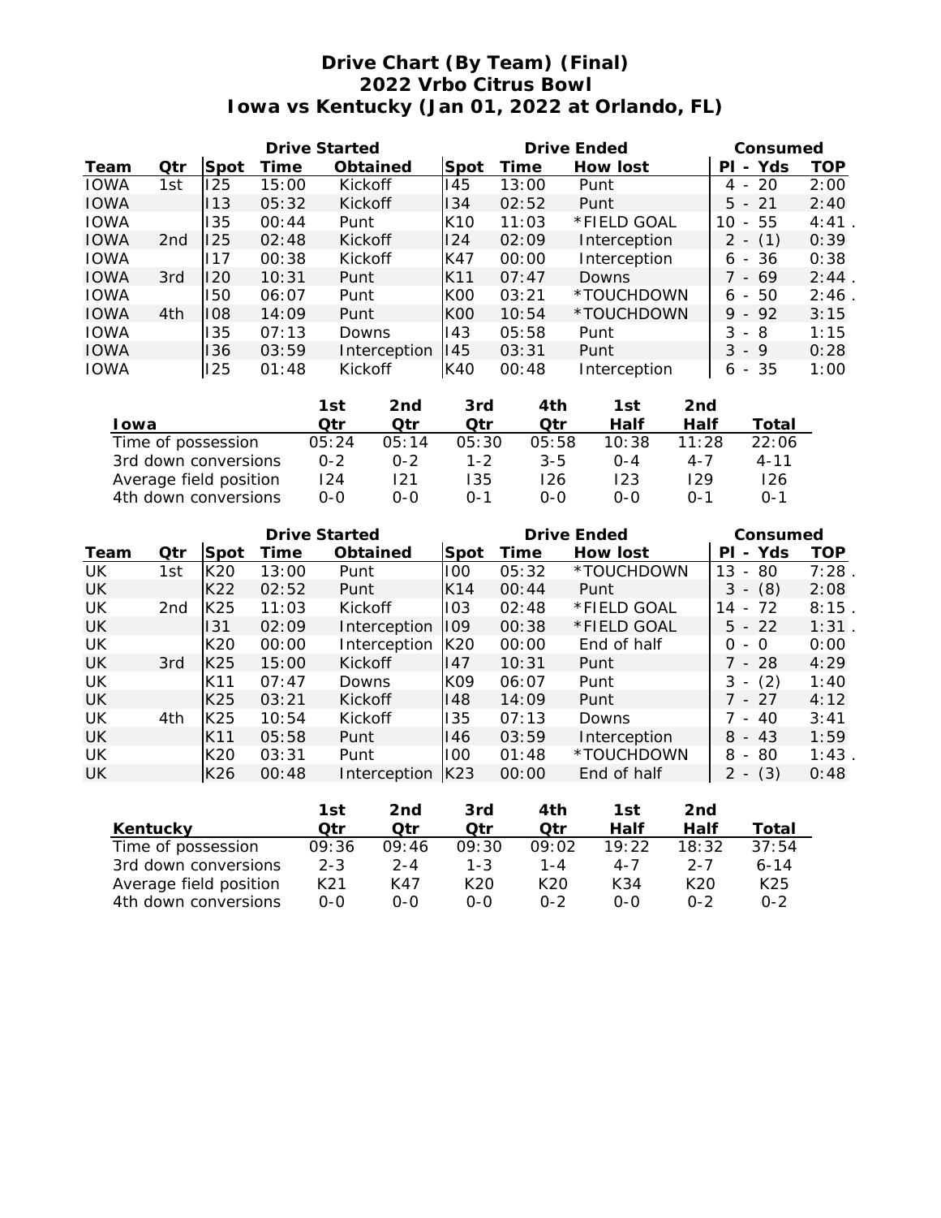# Drive Chart (By Team) (Final)
## 2022 Vrbo Citrus Bowl
## Iowa vs Kentucky (Jan 01, 2022 at Orlando, FL)

| | | Drive Started | | | Drive Ended | | | Consumed | |
|---|---|---|---|---|---|---|---|---|---|
| **Team** | **Qtr** | **Spot** | **Time** | **Obtained** | **Spot** | **Time** | **How lost** | **Pl - Yds** | **TOP** |
| IOWA | 1st | I25 | 15:00 | Kickoff | I45 | 13:00 | Punt | 4 - 20 | 2:00 |
| IOWA | | I13 | 05:32 | Kickoff | I34 | 02:52 | Punt | 5 - 21 | 2:40 |
| IOWA | | I35 | 00:44 | Punt | K10 | 11:03 | *FIELD GOAL | 10 - 55 | 4:41 . |
| IOWA | 2nd | I25 | 02:48 | Kickoff | I24 | 02:09 | Interception | 2 - (1) | 0:39 |
| IOWA | | I17 | 00:38 | Kickoff | K47 | 00:00 | Interception | 6 - 36 | 0:38 |
| IOWA | 3rd | I20 | 10:31 | Punt | K11 | 07:47 | Downs | 7 - 69 | 2:44 . |
| IOWA | | I50 | 06:07 | Punt | K00 | 03:21 | *TOUCHDOWN | 6 - 50 | 2:46 . |
| IOWA | 4th | I08 | 14:09 | Punt | K00 | 10:54 | *TOUCHDOWN | 9 - 92 | 3:15 |
| IOWA | | I35 | 07:13 | Downs | I43 | 05:58 | Punt | 3 - 8 | 1:15 |
| IOWA | | I36 | 03:59 | Interception | I45 | 03:31 | Punt | 3 - 9 | 0:28 |
| IOWA | | I25 | 01:48 | Kickoff | K40 | 00:48 | Interception | 6 - 35 | 1:00 |

| Iowa | 1st Qtr | 2nd Qtr | 3rd Qtr | 4th Qtr | 1st Half | 2nd Half | Total |
|---|---|---|---|---|---|---|---|
| Time of possession | 05:24 | 05:14 | 05:30 | 05:58 | 10:38 | 11:28 | 22:06 |
| 3rd down conversions | 0-2 | 0-2 | 1-2 | 3-5 | 0-4 | 4-7 | 4-11 |
| Average field position | I24 | I21 | I35 | I26 | I23 | I29 | I26 |
| 4th down conversions | 0-0 | 0-0 | 0-1 | 0-0 | 0-0 | 0-1 | 0-1 |

| | | Drive Started | | | Drive Ended | | | Consumed | |
|---|---|---|---|---|---|---|---|---|---|
| **Team** | **Qtr** | **Spot** | **Time** | **Obtained** | **Spot** | **Time** | **How lost** | **Pl - Yds** | **TOP** |
| UK | 1st | K20 | 13:00 | Punt | I00 | 05:32 | *TOUCHDOWN | 13 - 80 | 7:28 . |
| UK | | K22 | 02:52 | Punt | K14 | 00:44 | Punt | 3 - (8) | 2:08 |
| UK | 2nd | K25 | 11:03 | Kickoff | I03 | 02:48 | *FIELD GOAL | 14 - 72 | 8:15 . |
| UK | | I31 | 02:09 | Interception | I09 | 00:38 | *FIELD GOAL | 5 - 22 | 1:31 . |
| UK | | K20 | 00:00 | Interception | K20 | 00:00 | End of half | 0 - 0 | 0:00 |
| UK | 3rd | K25 | 15:00 | Kickoff | I47 | 10:31 | Punt | 7 - 28 | 4:29 |
| UK | | K11 | 07:47 | Downs | K09 | 06:07 | Punt | 3 - (2) | 1:40 |
| UK | | K25 | 03:21 | Kickoff | I48 | 14:09 | Punt | 7 - 27 | 4:12 |
| UK | 4th | K25 | 10:54 | Kickoff | I35 | 07:13 | Downs | 7 - 40 | 3:41 |
| UK | | K11 | 05:58 | Punt | I46 | 03:59 | Interception | 8 - 43 | 1:59 |
| UK | | K20 | 03:31 | Punt | I00 | 01:48 | *TOUCHDOWN | 8 - 80 | 1:43 . |
| UK | | K26 | 00:48 | Interception | K23 | 00:00 | End of half | 2 - (3) | 0:48 |

| Kentucky | 1st Qtr | 2nd Qtr | 3rd Qtr | 4th Qtr | 1st Half | 2nd Half | Total |
|---|---|---|---|---|---|---|---|
| Time of possession | 09:36 | 09:46 | 09:30 | 09:02 | 19:22 | 18:32 | 37:54 |
| 3rd down conversions | 2-3 | 2-4 | 1-3 | 1-4 | 4-7 | 2-7 | 6-14 |
| Average field position | K21 | K47 | K20 | K20 | K34 | K20 | K25 |
| 4th down conversions | 0-0 | 0-0 | 0-0 | 0-2 | 0-0 | 0-2 | 0-2 |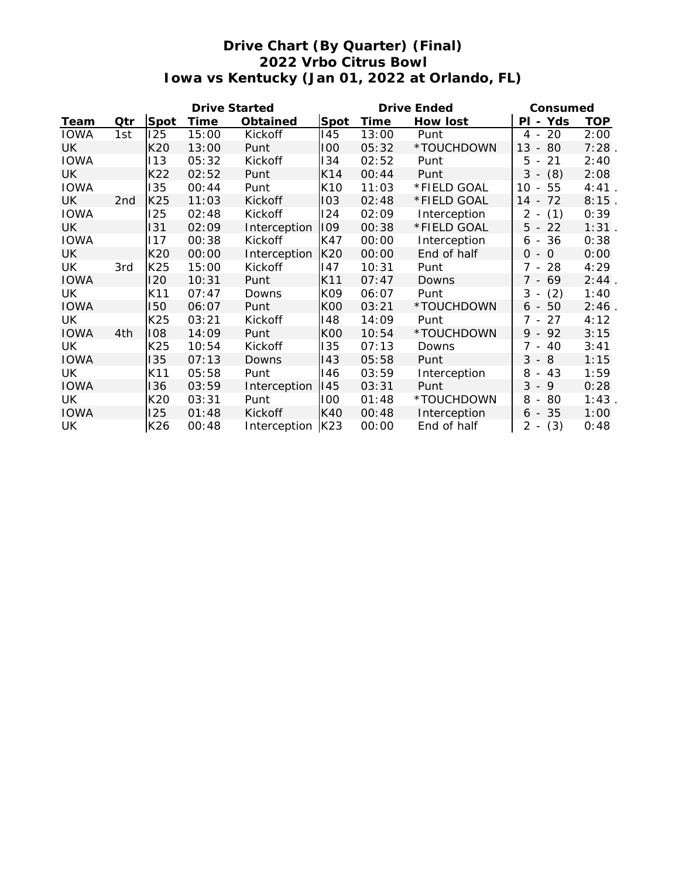# Drive Chart (By Quarter) (Final)
## 2022 Vrbo Citrus Bowl
## Iowa vs Kentucky (Jan 01, 2022 at Orlando, FL)

| | | Drive Started | | | Drive Ended | | | Consumed | |
|---|---|---|---|---|---|---|---|---|---|
| Team | Qtr | Spot | Time | Obtained | Spot | Time | How lost | Pl - Yds | TOP |
| IOWA | 1st | I25 | 15:00 | Kickoff | I45 | 13:00 | Punt | 4 - 20 | 2:00 |
| UK | | K20 | 13:00 | Punt | I00 | 05:32 | *TOUCHDOWN | 13 - 80 | 7:28 . |
| IOWA | | I13 | 05:32 | Kickoff | I34 | 02:52 | Punt | 5 - 21 | 2:40 |
| UK | | K22 | 02:52 | Punt | K14 | 00:44 | Punt | 3 - (8) | 2:08 |
| IOWA | | I35 | 00:44 | Punt | K10 | 11:03 | *FIELD GOAL | 10 - 55 | 4:41 . |
| UK | 2nd | K25 | 11:03 | Kickoff | I03 | 02:48 | *FIELD GOAL | 14 - 72 | 8:15 . |
| IOWA | | I25 | 02:48 | Kickoff | I24 | 02:09 | Interception | 2 - (1) | 0:39 |
| UK | | I31 | 02:09 | Interception | I09 | 00:38 | *FIELD GOAL | 5 - 22 | 1:31 . |
| IOWA | | I17 | 00:38 | Kickoff | K47 | 00:00 | Interception | 6 - 36 | 0:38 |
| UK | | K20 | 00:00 | Interception | K20 | 00:00 | End of half | 0 - 0 | 0:00 |
| UK | 3rd | K25 | 15:00 | Kickoff | I47 | 10:31 | Punt | 7 - 28 | 4:29 |
| IOWA | | I20 | 10:31 | Punt | K11 | 07:47 | Downs | 7 - 69 | 2:44 . |
| UK | | K11 | 07:47 | Downs | K09 | 06:07 | Punt | 3 - (2) | 1:40 |
| IOWA | | I50 | 06:07 | Punt | K00 | 03:21 | *TOUCHDOWN | 6 - 50 | 2:46 . |
| UK | | K25 | 03:21 | Kickoff | I48 | 14:09 | Punt | 7 - 27 | 4:12 |
| IOWA | 4th | I08 | 14:09 | Punt | K00 | 10:54 | *TOUCHDOWN | 9 - 92 | 3:15 |
| UK | | K25 | 10:54 | Kickoff | I35 | 07:13 | Downs | 7 - 40 | 3:41 |
| IOWA | | I35 | 07:13 | Downs | I43 | 05:58 | Punt | 3 - 8 | 1:15 |
| UK | | K11 | 05:58 | Punt | I46 | 03:59 | Interception | 8 - 43 | 1:59 |
| IOWA | | I36 | 03:59 | Interception | I45 | 03:31 | Punt | 3 - 9 | 0:28 |
| UK | | K20 | 03:31 | Punt | I00 | 01:48 | *TOUCHDOWN | 8 - 80 | 1:43 . |
| IOWA | | I25 | 01:48 | Kickoff | K40 | 00:48 | Interception | 6 - 35 | 1:00 |
| UK | | K26 | 00:48 | Interception | K23 | 00:00 | End of half | 2 - (3) | 0:48 |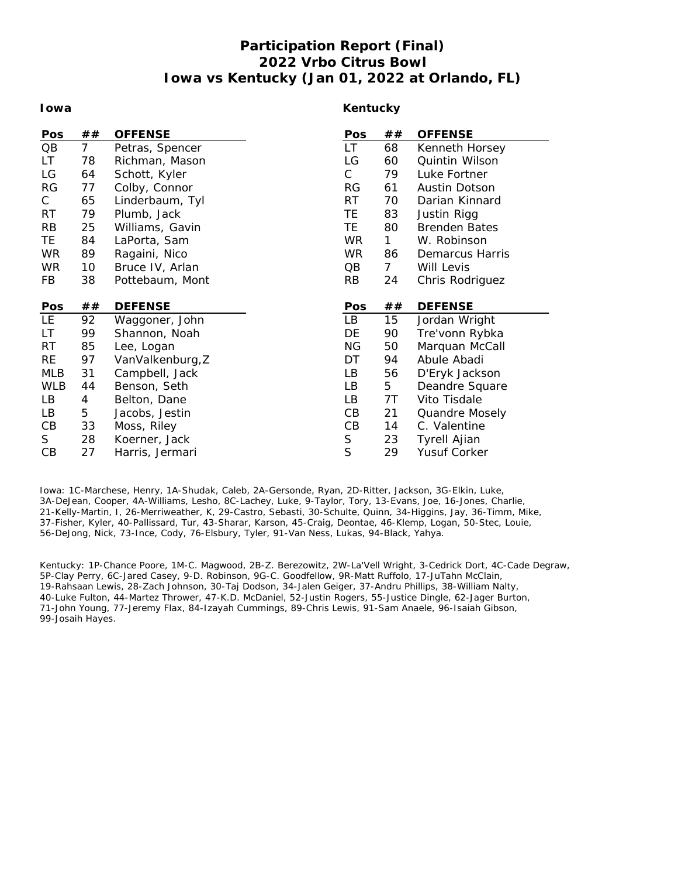# Participation Report (Final)
## 2022 Vrbo Citrus Bowl
## Iowa vs Kentucky (Jan 01, 2022 at Orlando, FL)

### Iowa

| Pos | ## | OFFENSE |
|---|---|---|
| QB | 7 | Petras, Spencer |
| LT | 78 | Richman, Mason |
| LG | 64 | Schott, Kyler |
| RG | 77 | Colby, Connor |
| C | 65 | Linderbaum, Tyl |
| RT | 79 | Plumb, Jack |
| RB | 25 | Williams, Gavin |
| TE | 84 | LaPorta, Sam |
| WR | 89 | Ragaini, Nico |
| WR | 10 | Bruce IV, Arlan |
| FB | 38 | Pottebaum, Mont |

| Pos | ## | DEFENSE |
|---|---|---|
| LE | 92 | Waggoner, John |
| LT | 99 | Shannon, Noah |
| RT | 85 | Lee, Logan |
| RE | 97 | VanValkenburg,Z |
| MLB | 31 | Campbell, Jack |
| WLB | 44 | Benson, Seth |
| LB | 4 | Belton, Dane |
| LB | 5 | Jacobs, Jestin |
| CB | 33 | Moss, Riley |
| S | 28 | Koerner, Jack |
| CB | 27 | Harris, Jermari |

### Kentucky

| Pos | ## | OFFENSE |
|---|---|---|
| LT | 68 | Kenneth Horsey |
| LG | 60 | Quintin Wilson |
| C | 79 | Luke Fortner |
| RG | 61 | Austin Dotson |
| RT | 70 | Darian Kinnard |
| TE | 83 | Justin Rigg |
| TE | 80 | Brenden Bates |
| WR | 1 | W. Robinson |
| WR | 86 | Demarcus Harris |
| QB | 7 | Will Levis |
| RB | 24 | Chris Rodriguez |

| Pos | ## | DEFENSE |
|---|---|---|
| LB | 15 | Jordan Wright |
| DE | 90 | Tre'vonn Rybka |
| NG | 50 | Marquan McCall |
| DT | 94 | Abule Abadi |
| LB | 56 | D'Eryk Jackson |
| LB | 5 | Deandre Square |
| LB | 7T | Vito Tisdale |
| CB | 21 | Quandre Mosely |
| CB | 14 | C. Valentine |
| S | 23 | Tyrell Ajian |
| S | 29 | Yusuf Corker |

Iowa: 1C-Marchese, Henry, 1A-Shudak, Caleb, 2A-Gersonde, Ryan, 2D-Ritter, Jackson, 3G-Elkin, Luke, 3A-DeJean, Cooper, 4A-Williams, Lesho, 8C-Lachey, Luke, 9-Taylor, Tory, 13-Evans, Joe, 16-Jones, Charlie, 21-Kelly-Martin, I, 26-Merriweather, K, 29-Castro, Sebasti, 30-Schulte, Quinn, 34-Higgins, Jay, 36-Timm, Mike, 37-Fisher, Kyler, 40-Pallissard, Tur, 43-Sharar, Karson, 45-Craig, Deontae, 46-Klemp, Logan, 50-Stec, Louie, 56-DeJong, Nick, 73-Ince, Cody, 76-Elsbury, Tyler, 91-Van Ness, Lukas, 94-Black, Yahya.

Kentucky: 1P-Chance Poore, 1M-C. Magwood, 2B-Z. Berezowitz, 2W-La'Vell Wright, 3-Cedrick Dort, 4C-Cade Degraw, 5P-Clay Perry, 6C-Jared Casey, 9-D. Robinson, 9G-C. Goodfellow, 9R-Matt Ruffolo, 17-JuTahn McClain, 19-Rahsaan Lewis, 28-Zach Johnson, 30-Taj Dodson, 34-Jalen Geiger, 37-Andru Phillips, 38-William Nalty, 40-Luke Fulton, 44-Martez Thrower, 47-K.D. McDaniel, 52-Justin Rogers, 55-Justice Dingle, 62-Jager Burton, 71-John Young, 77-Jeremy Flax, 84-Izayah Cummings, 89-Chris Lewis, 91-Sam Anaele, 96-Isaiah Gibson, 99-Josaih Hayes.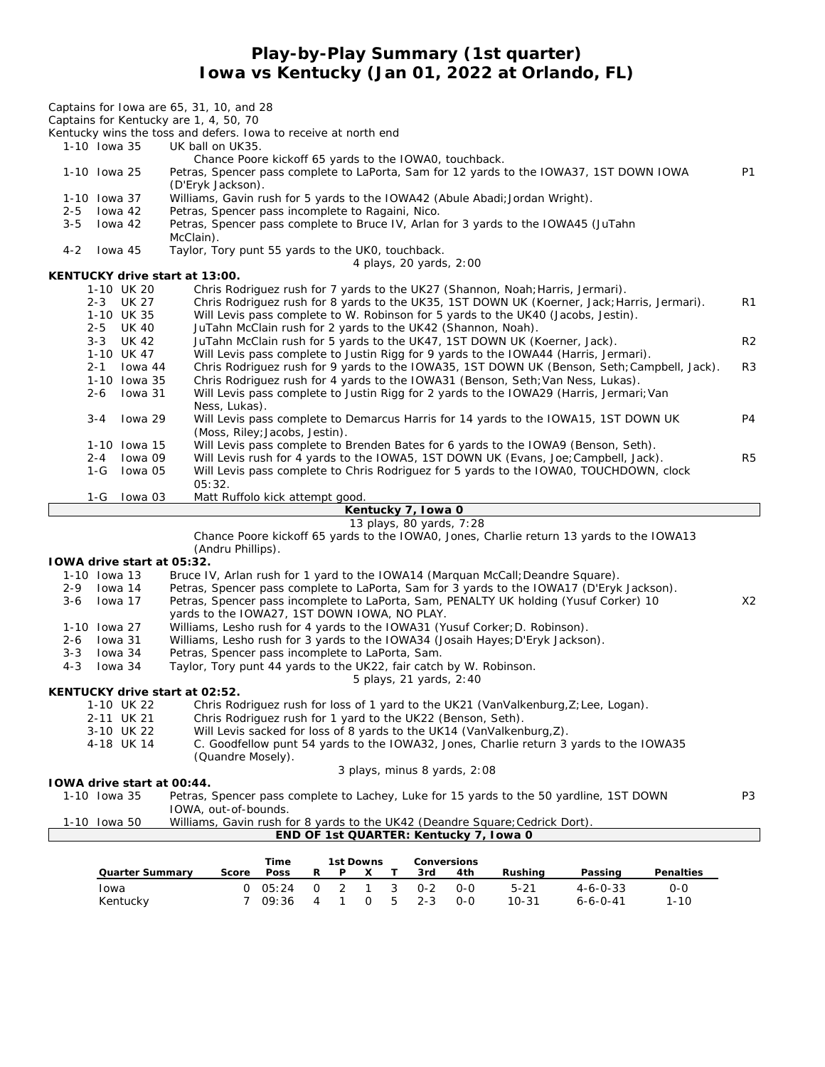# Play-by-Play Summary (1st quarter)
## Iowa vs Kentucky (Jan 01, 2022 at Orlando, FL)

Captains for Iowa are 65, 31, 10, and 28
Captains for Kentucky are 1, 4, 50, 70
Kentucky wins the toss and defers. Iowa to receive at north end

| Down | Play | |
|---|---|---|
| 1-10 Iowa 35 | UK ball on UK35. | |
| | Chance Poore kickoff 65 yards to the IOWA0, touchback. | |
| 1-10 Iowa 25 | Petras, Spencer pass complete to LaPorta, Sam for 12 yards to the IOWA37, 1ST DOWN IOWA (D'Eryk Jackson). | P1 |
| 1-10 Iowa 37 | Williams, Gavin rush for 5 yards to the IOWA42 (Abule Abadi;Jordan Wright). | |
| 2-5 Iowa 42 | Petras, Spencer pass incomplete to Ragaini, Nico. | |
| 3-5 Iowa 42 | Petras, Spencer pass complete to Bruce IV, Arlan for 3 yards to the IOWA45 (JuTahn McClain). | |
| 4-2 Iowa 45 | Taylor, Tory punt 55 yards to the UK0, touchback. | |
| | 4 plays, 20 yards, 2:00 | |

**KENTUCKY drive start at 13:00.**

| Down | Play | |
|---|---|---|
| 1-10 UK 20 | Chris Rodriguez rush for 7 yards to the UK27 (Shannon, Noah;Harris, Jermari). | |
| 2-3 UK 27 | Chris Rodriguez rush for 8 yards to the UK35, 1ST DOWN UK (Koerner, Jack;Harris, Jermari). | R1 |
| 1-10 UK 35 | Will Levis pass complete to W. Robinson for 5 yards to the UK40 (Jacobs, Jestin). | |
| 2-5 UK 40 | JuTahn McClain rush for 2 yards to the UK42 (Shannon, Noah). | |
| 3-3 UK 42 | JuTahn McClain rush for 5 yards to the UK47, 1ST DOWN UK (Koerner, Jack). | R2 |
| 1-10 UK 47 | Will Levis pass complete to Justin Rigg for 9 yards to the IOWA44 (Harris, Jermari). | |
| 2-1 Iowa 44 | Chris Rodriguez rush for 9 yards to the IOWA35, 1ST DOWN UK (Benson, Seth;Campbell, Jack). | R3 |
| 1-10 Iowa 35 | Chris Rodriguez rush for 4 yards to the IOWA31 (Benson, Seth;Van Ness, Lukas). | |
| 2-6 Iowa 31 | Will Levis pass complete to Justin Rigg for 2 yards to the IOWA29 (Harris, Jermari;Van Ness, Lukas). | |
| 3-4 Iowa 29 | Will Levis pass complete to Demarcus Harris for 14 yards to the IOWA15, 1ST DOWN UK (Moss, Riley;Jacobs, Jestin). | P4 |
| 1-10 Iowa 15 | Will Levis pass complete to Brenden Bates for 6 yards to the IOWA9 (Benson, Seth). | |
| 2-4 Iowa 09 | Will Levis rush for 4 yards to the IOWA5, 1ST DOWN UK (Evans, Joe;Campbell, Jack). | R5 |
| 1-G Iowa 05 | Will Levis pass complete to Chris Rodriguez for 5 yards to the IOWA0, TOUCHDOWN, clock 05:32. | |
| 1-G Iowa 03 | Matt Ruffolo kick attempt good. | |

**Kentucky 7, Iowa 0**

13 plays, 80 yards, 7:28

Chance Poore kickoff 65 yards to the IOWA0, Jones, Charlie return 13 yards to the IOWA13 (Andru Phillips).

**IOWA drive start at 05:32.**

| Down | Play | |
|---|---|---|
| 1-10 Iowa 13 | Bruce IV, Arlan rush for 1 yard to the IOWA14 (Marquan McCall;Deandre Square). | |
| 2-9 Iowa 14 | Petras, Spencer pass complete to LaPorta, Sam for 3 yards to the IOWA17 (D'Eryk Jackson). | |
| 3-6 Iowa 17 | Petras, Spencer pass incomplete to LaPorta, Sam, PENALTY UK holding (Yusuf Corker) 10 yards to the IOWA27, 1ST DOWN IOWA, NO PLAY. | X2 |
| 1-10 Iowa 27 | Williams, Lesho rush for 4 yards to the IOWA31 (Yusuf Corker;D. Robinson). | |
| 2-6 Iowa 31 | Williams, Lesho rush for 3 yards to the IOWA34 (Josaih Hayes;D'Eryk Jackson). | |
| 3-3 Iowa 34 | Petras, Spencer pass incomplete to LaPorta, Sam. | |
| 4-3 Iowa 34 | Taylor, Tory punt 44 yards to the UK22, fair catch by W. Robinson. | |
| | 5 plays, 21 yards, 2:40 | |

**KENTUCKY drive start at 02:52.**

| Down | Play | |
|---|---|---|
| 1-10 UK 22 | Chris Rodriguez rush for loss of 1 yard to the UK21 (VanValkenburg,Z;Lee, Logan). | |
| 2-11 UK 21 | Chris Rodriguez rush for 1 yard to the UK22 (Benson, Seth). | |
| 3-10 UK 22 | Will Levis sacked for loss of 8 yards to the UK14 (VanValkenburg,Z). | |
| 4-18 UK 14 | C. Goodfellow punt 54 yards to the IOWA32, Jones, Charlie return 3 yards to the IOWA35 (Quandre Mosely). | |
| | 3 plays, minus 8 yards, 2:08 | |

**IOWA drive start at 00:44.**

| Down | Play | |
|---|---|---|
| 1-10 Iowa 35 | Petras, Spencer pass complete to Lachey, Luke for 15 yards to the 50 yardline, 1ST DOWN IOWA, out-of-bounds. | P3 |
| 1-10 Iowa 50 | Williams, Gavin rush for 8 yards to the UK42 (Deandre Square;Cedrick Dort). | |

**END OF 1st QUARTER: Kentucky 7, Iowa 0**

| Quarter Summary | Score | Time Poss | 1st Downs R | P | X | T | Conversions 3rd | 4th | Rushing | Passing | Penalties |
|---|---|---|---|---|---|---|---|---|---|---|---|
| Iowa | 0 | 05:24 | 0 | 2 | 1 | 3 | 0-2 | 0-0 | 5-21 | 4-6-0-33 | 0-0 |
| Kentucky | 7 | 09:36 | 4 | 1 | 0 | 5 | 2-3 | 0-0 | 10-31 | 6-6-0-41 | 1-10 |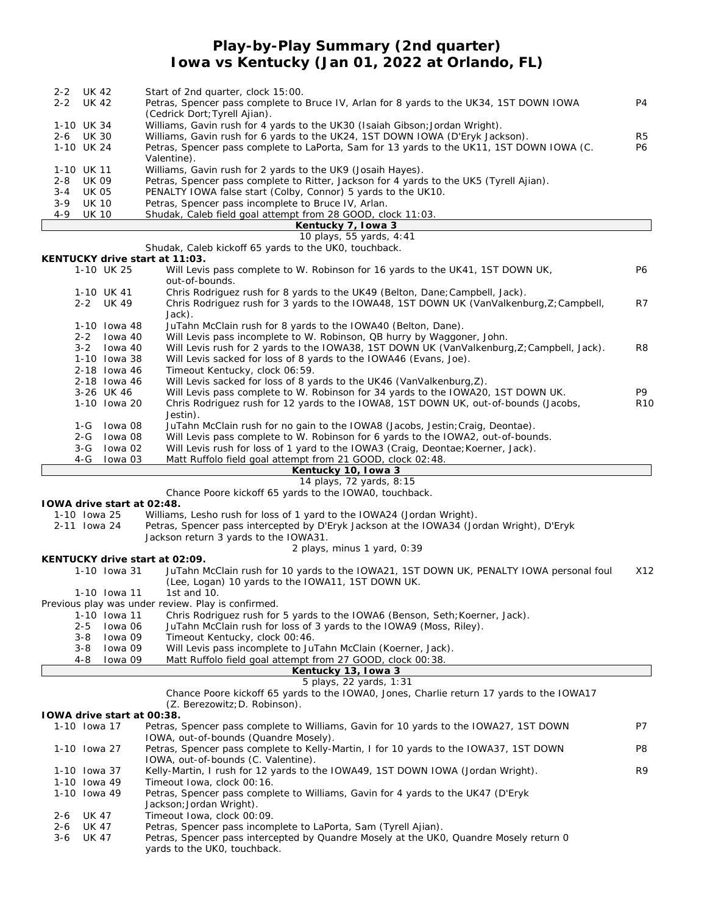# Play-by-Play Summary (2nd quarter)
## Iowa vs Kentucky (Jan 01, 2022 at Orlando, FL)

| Down | Spot | Play | |
|---|---|---|---|
| 2-2 | UK 42 | Start of 2nd quarter, clock 15:00. | |
| 2-2 | UK 42 | Petras, Spencer pass complete to Bruce IV, Arlan for 8 yards to the UK34, 1ST DOWN IOWA (Cedrick Dort;Tyrell Ajian). | P4 |
| 1-10 | UK 34 | Williams, Gavin rush for 4 yards to the UK30 (Isaiah Gibson;Jordan Wright). | |
| 2-6 | UK 30 | Williams, Gavin rush for 6 yards to the UK24, 1ST DOWN IOWA (D'Eryk Jackson). | R5 |
| 1-10 | UK 24 | Petras, Spencer pass complete to LaPorta, Sam for 13 yards to the UK11, 1ST DOWN IOWA (C. Valentine). | P6 |
| 1-10 | UK 11 | Williams, Gavin rush for 2 yards to the UK9 (Josaih Hayes). | |
| 2-8 | UK 09 | Petras, Spencer pass complete to Ritter, Jackson for 4 yards to the UK5 (Tyrell Ajian). | |
| 3-4 | UK 05 | PENALTY IOWA false start (Colby, Connor) 5 yards to the UK10. | |
| 3-9 | UK 10 | Petras, Spencer pass incomplete to Bruce IV, Arlan. | |
| 4-9 | UK 10 | Shudak, Caleb field goal attempt from 28 GOOD, clock 11:03. | |

**Kentucky 7, Iowa 3**

10 plays, 55 yards, 4:41

Shudak, Caleb kickoff 65 yards to the UK0, touchback.

**KENTUCKY drive start at 11:03.**

| Down | Spot | Play | |
|---|---|---|---|
| 1-10 | UK 25 | Will Levis pass complete to W. Robinson for 16 yards to the UK41, 1ST DOWN UK, out-of-bounds. | P6 |
| 1-10 | UK 41 | Chris Rodriguez rush for 8 yards to the UK49 (Belton, Dane;Campbell, Jack). | |
| 2-2 | UK 49 | Chris Rodriguez rush for 3 yards to the IOWA48, 1ST DOWN UK (VanValkenburg,Z;Campbell, Jack). | R7 |
| 1-10 | Iowa 48 | JuTahn McClain rush for 8 yards to the IOWA40 (Belton, Dane). | |
| 2-2 | Iowa 40 | Will Levis pass incomplete to W. Robinson, QB hurry by Waggoner, John. | |
| 3-2 | Iowa 40 | Will Levis rush for 2 yards to the IOWA38, 1ST DOWN UK (VanValkenburg,Z;Campbell, Jack). | R8 |
| 1-10 | Iowa 38 | Will Levis sacked for loss of 8 yards to the IOWA46 (Evans, Joe). | |
| 2-18 | Iowa 46 | Timeout Kentucky, clock 06:59. | |
| 2-18 | Iowa 46 | Will Levis sacked for loss of 8 yards to the UK46 (VanValkenburg,Z). | |
| 3-26 | UK 46 | Will Levis pass complete to W. Robinson for 34 yards to the IOWA20, 1ST DOWN UK. | P9 |
| 1-10 | Iowa 20 | Chris Rodriguez rush for 12 yards to the IOWA8, 1ST DOWN UK, out-of-bounds (Jacobs, Jestin). | R10 |
| 1-G | Iowa 08 | JuTahn McClain rush for no gain to the IOWA8 (Jacobs, Jestin;Craig, Deontae). | |
| 2-G | Iowa 08 | Will Levis pass complete to W. Robinson for 6 yards to the IOWA2, out-of-bounds. | |
| 3-G | Iowa 02 | Will Levis rush for loss of 1 yard to the IOWA3 (Craig, Deontae;Koerner, Jack). | |
| 4-G | Iowa 03 | Matt Ruffolo field goal attempt from 21 GOOD, clock 02:48. | |

**Kentucky 10, Iowa 3**

14 plays, 72 yards, 8:15

Chance Poore kickoff 65 yards to the IOWA0, touchback.

**IOWA drive start at 02:48.**

| Down | Spot | Play | |
|---|---|---|---|
| 1-10 | Iowa 25 | Williams, Lesho rush for loss of 1 yard to the IOWA24 (Jordan Wright). | |
| 2-11 | Iowa 24 | Petras, Spencer pass intercepted by D'Eryk Jackson at the IOWA34 (Jordan Wright), D'Eryk Jackson return 3 yards to the IOWA31. | |

2 plays, minus 1 yard, 0:39

**KENTUCKY drive start at 02:09.**

| Down | Spot | Play | |
|---|---|---|---|
| 1-10 | Iowa 31 | JuTahn McClain rush for 10 yards to the IOWA21, 1ST DOWN UK, PENALTY IOWA personal foul (Lee, Logan) 10 yards to the IOWA11, 1ST DOWN UK. | X12 |
| 1-10 | Iowa 11 | 1st and 10. | |
| | | Previous play was under review. Play is confirmed. | |
| 1-10 | Iowa 11 | Chris Rodriguez rush for 5 yards to the IOWA6 (Benson, Seth;Koerner, Jack). | |
| 2-5 | Iowa 06 | JuTahn McClain rush for loss of 3 yards to the IOWA9 (Moss, Riley). | |
| 3-8 | Iowa 09 | Timeout Kentucky, clock 00:46. | |
| 3-8 | Iowa 09 | Will Levis pass incomplete to JuTahn McClain (Koerner, Jack). | |
| 4-8 | Iowa 09 | Matt Ruffolo field goal attempt from 27 GOOD, clock 00:38. | |

**Kentucky 13, Iowa 3**

5 plays, 22 yards, 1:31

Chance Poore kickoff 65 yards to the IOWA0, Jones, Charlie return 17 yards to the IOWA17 (Z. Berezowitz;D. Robinson).

**IOWA drive start at 00:38.**

| Down | Spot | Play | |
|---|---|---|---|
| 1-10 | Iowa 17 | Petras, Spencer pass complete to Williams, Gavin for 10 yards to the IOWA27, 1ST DOWN IOWA, out-of-bounds (Quandre Mosely). | P7 |
| 1-10 | Iowa 27 | Petras, Spencer pass complete to Kelly-Martin, I for 10 yards to the IOWA37, 1ST DOWN IOWA, out-of-bounds (C. Valentine). | P8 |
| 1-10 | Iowa 37 | Kelly-Martin, I rush for 12 yards to the IOWA49, 1ST DOWN IOWA (Jordan Wright). | R9 |
| 1-10 | Iowa 49 | Timeout Iowa, clock 00:16. | |
| 1-10 | Iowa 49 | Petras, Spencer pass complete to Williams, Gavin for 4 yards to the UK47 (D'Eryk Jackson;Jordan Wright). | |
| 2-6 | UK 47 | Timeout Iowa, clock 00:09. | |
| 2-6 | UK 47 | Petras, Spencer pass incomplete to LaPorta, Sam (Tyrell Ajian). | |
| 3-6 | UK 47 | Petras, Spencer pass intercepted by Quandre Mosely at the UK0, Quandre Mosely return 0 yards to the UK0, touchback. | |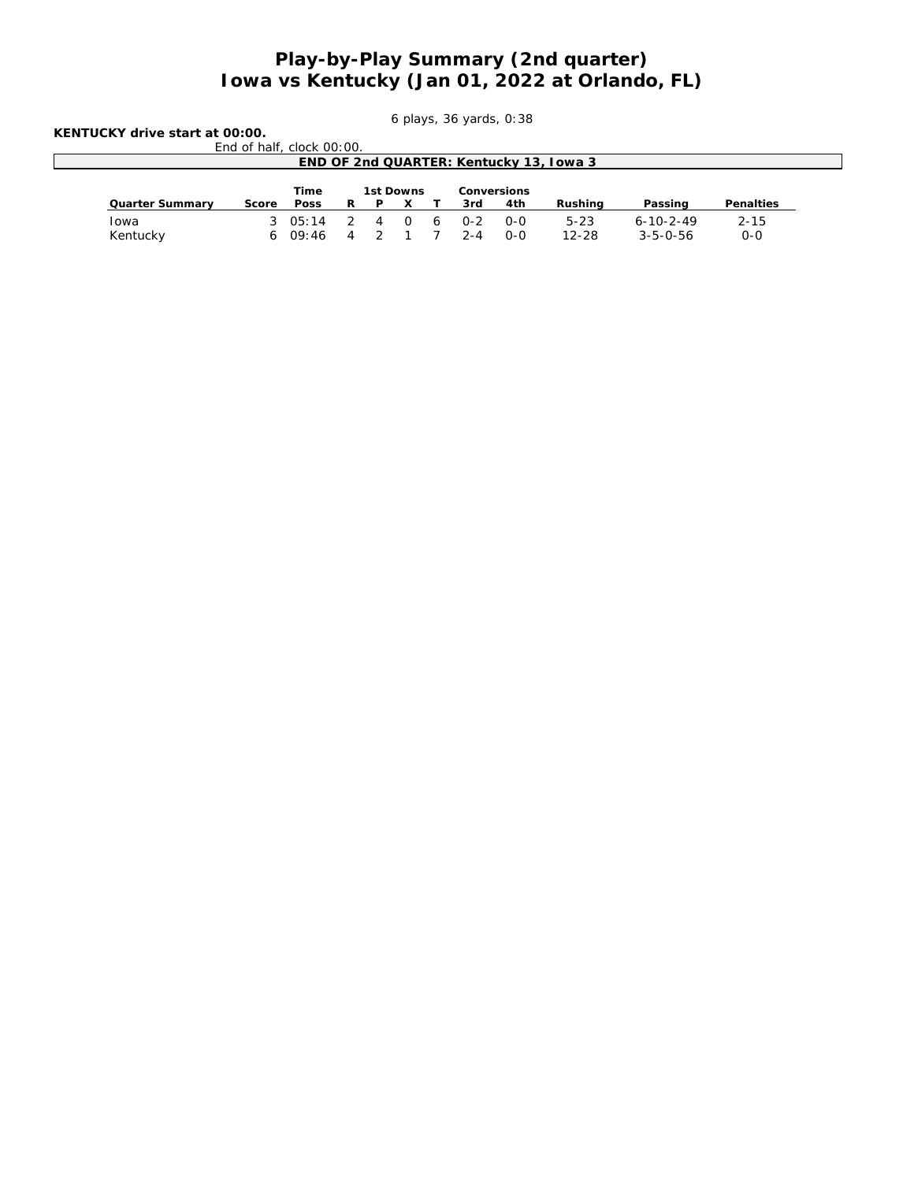# Play-by-Play Summary (2nd quarter)
# Iowa vs Kentucky (Jan 01, 2022 at Orlando, FL)

6 plays, 36 yards, 0:38

**KENTUCKY drive start at 00:00.**

End of half, clock 00:00.

**END OF 2nd QUARTER: Kentucky 13, Iowa 3**

| Quarter Summary | Score | Time Poss | 1st Downs R | P | X | T | Conversions 3rd | 4th | Rushing | Passing | Penalties |
|---|---|---|---|---|---|---|---|---|---|---|---|
| Iowa | 3 | 05:14 | 2 | 4 | 0 | 6 | 0-2 | 0-0 | 5-23 | 6-10-2-49 | 2-15 |
| Kentucky | 6 | 09:46 | 4 | 2 | 1 | 7 | 2-4 | 0-0 | 12-28 | 3-5-0-56 | 0-0 |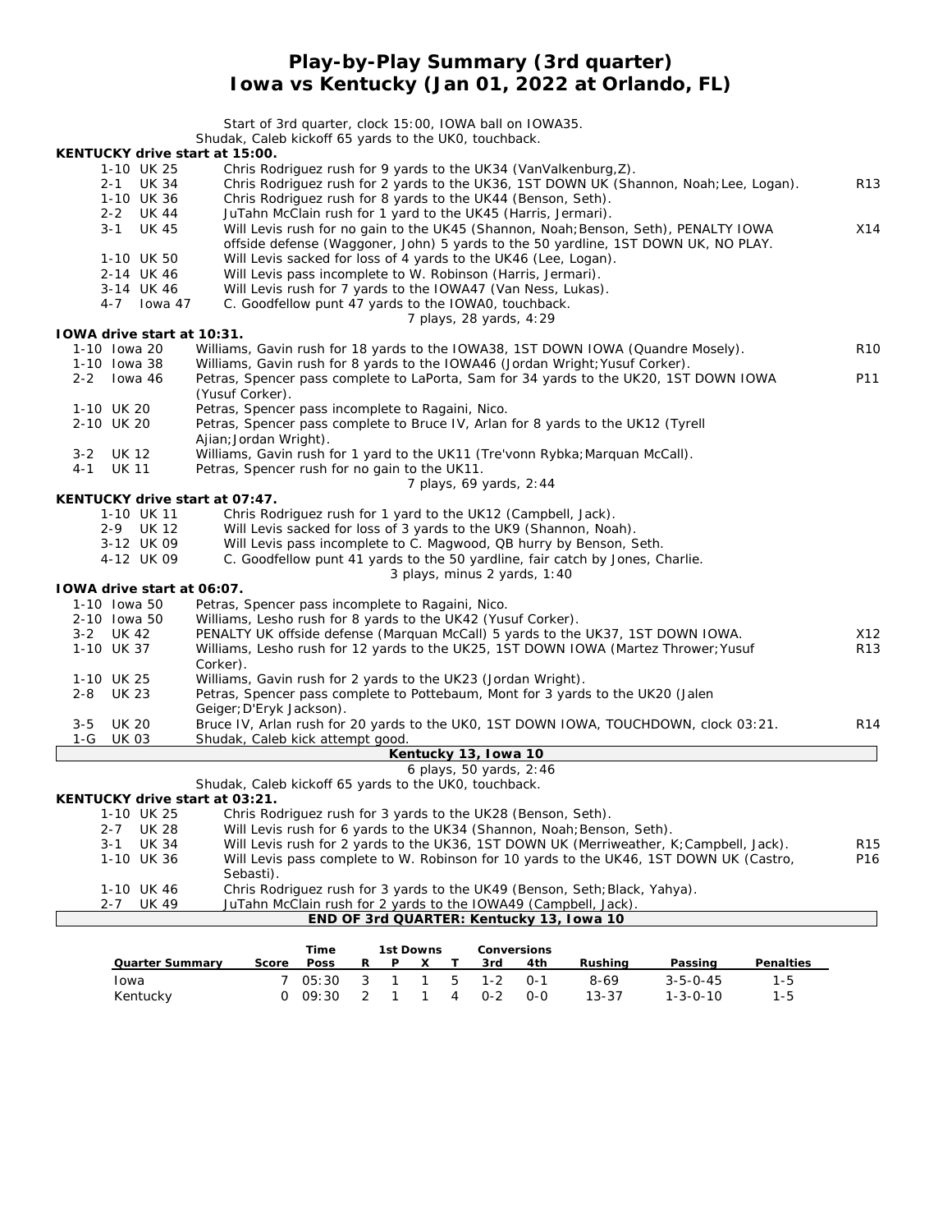# Play-by-Play Summary (3rd quarter)
# Iowa vs Kentucky (Jan 01, 2022 at Orlando, FL)

Start of 3rd quarter, clock 15:00, IOWA ball on IOWA35.
Shudak, Caleb kickoff 65 yards to the UK0, touchback.

**KENTUCKY drive start at 15:00.**

| Down | Play | |
|---|---|---|
| 1-10 UK 25 | Chris Rodriguez rush for 9 yards to the UK34 (VanValkenburg,Z). | |
| 2-1 UK 34 | Chris Rodriguez rush for 2 yards to the UK36, 1ST DOWN UK (Shannon, Noah;Lee, Logan). | R13 |
| 1-10 UK 36 | Chris Rodriguez rush for 8 yards to the UK44 (Benson, Seth). | |
| 2-2 UK 44 | JuTahn McClain rush for 1 yard to the UK45 (Harris, Jermari). | |
| 3-1 UK 45 | Will Levis rush for no gain to the UK45 (Shannon, Noah;Benson, Seth), PENALTY IOWA offside defense (Waggoner, John) 5 yards to the 50 yardline, 1ST DOWN UK, NO PLAY. | X14 |
| 1-10 UK 50 | Will Levis sacked for loss of 4 yards to the UK46 (Lee, Logan). | |
| 2-14 UK 46 | Will Levis pass incomplete to W. Robinson (Harris, Jermari). | |
| 3-14 UK 46 | Will Levis rush for 7 yards to the IOWA47 (Van Ness, Lukas). | |
| 4-7 Iowa 47 | C. Goodfellow punt 47 yards to the IOWA0, touchback. | |

7 plays, 28 yards, 4:29

**IOWA drive start at 10:31.**

| Down | Play | |
|---|---|---|
| 1-10 Iowa 20 | Williams, Gavin rush for 18 yards to the IOWA38, 1ST DOWN IOWA (Quandre Mosely). | R10 |
| 1-10 Iowa 38 | Williams, Gavin rush for 8 yards to the IOWA46 (Jordan Wright;Yusuf Corker). | |
| 2-2 Iowa 46 | Petras, Spencer pass complete to LaPorta, Sam for 34 yards to the UK20, 1ST DOWN IOWA (Yusuf Corker). | P11 |
| 1-10 UK 20 | Petras, Spencer pass incomplete to Ragaini, Nico. | |
| 2-10 UK 20 | Petras, Spencer pass complete to Bruce IV, Arlan for 8 yards to the UK12 (Tyrell Ajian;Jordan Wright). | |
| 3-2 UK 12 | Williams, Gavin rush for 1 yard to the UK11 (Tre'vonn Rybka;Marquan McCall). | |
| 4-1 UK 11 | Petras, Spencer rush for no gain to the UK11. | |

7 plays, 69 yards, 2:44

**KENTUCKY drive start at 07:47.**

| Down | Play | |
|---|---|---|
| 1-10 UK 11 | Chris Rodriguez rush for 1 yard to the UK12 (Campbell, Jack). | |
| 2-9 UK 12 | Will Levis sacked for loss of 3 yards to the UK9 (Shannon, Noah). | |
| 3-12 UK 09 | Will Levis pass incomplete to C. Magwood, QB hurry by Benson, Seth. | |
| 4-12 UK 09 | C. Goodfellow punt 41 yards to the 50 yardline, fair catch by Jones, Charlie. | |

3 plays, minus 2 yards, 1:40

**IOWA drive start at 06:07.**

| Down | Play | |
|---|---|---|
| 1-10 Iowa 50 | Petras, Spencer pass incomplete to Ragaini, Nico. | |
| 2-10 Iowa 50 | Williams, Lesho rush for 8 yards to the UK42 (Yusuf Corker). | |
| 3-2 UK 42 | PENALTY UK offside defense (Marquan McCall) 5 yards to the UK37, 1ST DOWN IOWA. | X12 |
| 1-10 UK 37 | Williams, Lesho rush for 12 yards to the UK25, 1ST DOWN IOWA (Martez Thrower;Yusuf Corker). | R13 |
| 1-10 UK 25 | Williams, Gavin rush for 2 yards to the UK23 (Jordan Wright). | |
| 2-8 UK 23 | Petras, Spencer pass complete to Pottebaum, Mont for 3 yards to the UK20 (Jalen Geiger;D'Eryk Jackson). | |
| 3-5 UK 20 | Bruce IV, Arlan rush for 20 yards to the UK0, 1ST DOWN IOWA, TOUCHDOWN, clock 03:21. | R14 |
| 1-G UK 03 | Shudak, Caleb kick attempt good. | |

**Kentucky 13, Iowa 10**

6 plays, 50 yards, 2:46

Shudak, Caleb kickoff 65 yards to the UK0, touchback.

**KENTUCKY drive start at 03:21.**

| Down | Play | |
|---|---|---|
| 1-10 UK 25 | Chris Rodriguez rush for 3 yards to the UK28 (Benson, Seth). | |
| 2-7 UK 28 | Will Levis rush for 6 yards to the UK34 (Shannon, Noah;Benson, Seth). | |
| 3-1 UK 34 | Will Levis rush for 2 yards to the UK36, 1ST DOWN UK (Merriweather, K;Campbell, Jack). | R15 |
| 1-10 UK 36 | Will Levis pass complete to W. Robinson for 10 yards to the UK46, 1ST DOWN UK (Castro, Sebasti). | P16 |
| 1-10 UK 46 | Chris Rodriguez rush for 3 yards to the UK49 (Benson, Seth;Black, Yahya). | |
| 2-7 UK 49 | JuTahn McClain rush for 2 yards to the IOWA49 (Campbell, Jack). | |

**END OF 3rd QUARTER: Kentucky 13, Iowa 10**

| Quarter Summary | Score | Time Poss | 1st Downs R | P | X | T | Conversions 3rd | 4th | Rushing | Passing | Penalties |
|---|---|---|---|---|---|---|---|---|---|---|---|
| Iowa | 7 | 05:30 | 3 | 1 | 1 | 5 | 1-2 | 0-1 | 8-69 | 3-5-0-45 | 1-5 |
| Kentucky | 0 | 09:30 | 2 | 1 | 1 | 4 | 0-2 | 0-0 | 13-37 | 1-3-0-10 | 1-5 |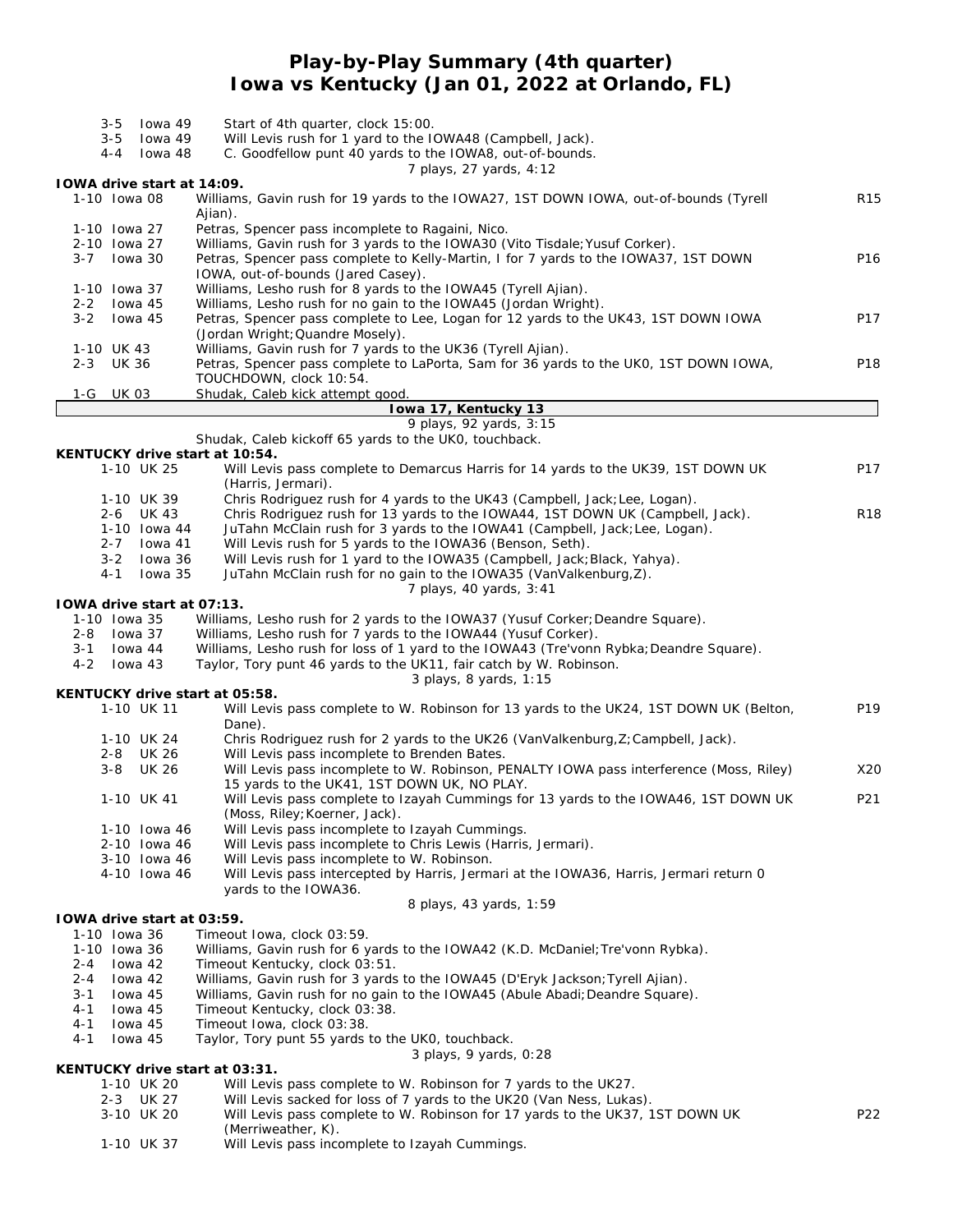# Play-by-Play Summary (4th quarter)
## Iowa vs Kentucky (Jan 01, 2022 at Orlando, FL)

| Down | Spot | Play | |
|---|---|---|---|
| 3-5 | Iowa 49 | Start of 4th quarter, clock 15:00. | |
| 3-5 | Iowa 49 | Will Levis rush for 1 yard to the IOWA48 (Campbell, Jack). | |
| 4-4 | Iowa 48 | C. Goodfellow punt 40 yards to the IOWA8, out-of-bounds. | |
| | | 7 plays, 27 yards, 4:12 | |

**IOWA drive start at 14:09.**

| Down | Spot | Play | |
|---|---|---|---|
| 1-10 | Iowa 08 | Williams, Gavin rush for 19 yards to the IOWA27, 1ST DOWN IOWA, out-of-bounds (Tyrell Ajian). | R15 |
| 1-10 | Iowa 27 | Petras, Spencer pass incomplete to Ragaini, Nico. | |
| 2-10 | Iowa 27 | Williams, Gavin rush for 3 yards to the IOWA30 (Vito Tisdale;Yusuf Corker). | |
| 3-7 | Iowa 30 | Petras, Spencer pass complete to Kelly-Martin, I for 7 yards to the IOWA37, 1ST DOWN IOWA, out-of-bounds (Jared Casey). | P16 |
| 1-10 | Iowa 37 | Williams, Lesho rush for 8 yards to the IOWA45 (Tyrell Ajian). | |
| 2-2 | Iowa 45 | Williams, Lesho rush for no gain to the IOWA45 (Jordan Wright). | |
| 3-2 | Iowa 45 | Petras, Spencer pass complete to Lee, Logan for 12 yards to the UK43, 1ST DOWN IOWA (Jordan Wright;Quandre Mosely). | P17 |
| 1-10 | UK 43 | Williams, Gavin rush for 7 yards to the UK36 (Tyrell Ajian). | |
| 2-3 | UK 36 | Petras, Spencer pass complete to LaPorta, Sam for 36 yards to the UK0, 1ST DOWN IOWA, TOUCHDOWN, clock 10:54. | P18 |
| 1-G | UK 03 | Shudak, Caleb kick attempt good. | |

**Iowa 17, Kentucky 13**

9 plays, 92 yards, 3:15

Shudak, Caleb kickoff 65 yards to the UK0, touchback.

**KENTUCKY drive start at 10:54.**

| Down | Spot | Play | |
|---|---|---|---|
| 1-10 | UK 25 | Will Levis pass complete to Demarcus Harris for 14 yards to the UK39, 1ST DOWN UK (Harris, Jermari). | P17 |
| 1-10 | UK 39 | Chris Rodriguez rush for 4 yards to the UK43 (Campbell, Jack;Lee, Logan). | |
| 2-6 | UK 43 | Chris Rodriguez rush for 13 yards to the IOWA44, 1ST DOWN UK (Campbell, Jack). | R18 |
| 1-10 | Iowa 44 | JuTahn McClain rush for 3 yards to the IOWA41 (Campbell, Jack;Lee, Logan). | |
| 2-7 | Iowa 41 | Will Levis rush for 5 yards to the IOWA36 (Benson, Seth). | |
| 3-2 | Iowa 36 | Will Levis rush for 1 yard to the IOWA35 (Campbell, Jack;Black, Yahya). | |
| 4-1 | Iowa 35 | JuTahn McClain rush for no gain to the IOWA35 (VanValkenburg,Z). | |
| | | 7 plays, 40 yards, 3:41 | |

**IOWA drive start at 07:13.**

| Down | Spot | Play | |
|---|---|---|---|
| 1-10 | Iowa 35 | Williams, Lesho rush for 2 yards to the IOWA37 (Yusuf Corker;Deandre Square). | |
| 2-8 | Iowa 37 | Williams, Lesho rush for 7 yards to the IOWA44 (Yusuf Corker). | |
| 3-1 | Iowa 44 | Williams, Lesho rush for loss of 1 yard to the IOWA43 (Tre'vonn Rybka;Deandre Square). | |
| 4-2 | Iowa 43 | Taylor, Tory punt 46 yards to the UK11, fair catch by W. Robinson. | |
| | | 3 plays, 8 yards, 1:15 | |

**KENTUCKY drive start at 05:58.**

| Down | Spot | Play | |
|---|---|---|---|
| 1-10 | UK 11 | Will Levis pass complete to W. Robinson for 13 yards to the UK24, 1ST DOWN UK (Belton, Dane). | P19 |
| 1-10 | UK 24 | Chris Rodriguez rush for 2 yards to the UK26 (VanValkenburg,Z;Campbell, Jack). | |
| 2-8 | UK 26 | Will Levis pass incomplete to Brenden Bates. | |
| 3-8 | UK 26 | Will Levis pass incomplete to W. Robinson, PENALTY IOWA pass interference (Moss, Riley) 15 yards to the UK41, 1ST DOWN UK, NO PLAY. | X20 |
| 1-10 | UK 41 | Will Levis pass complete to Izayah Cummings for 13 yards to the IOWA46, 1ST DOWN UK (Moss, Riley;Koerner, Jack). | P21 |
| 1-10 | Iowa 46 | Will Levis pass incomplete to Izayah Cummings. | |
| 2-10 | Iowa 46 | Will Levis pass incomplete to Chris Lewis (Harris, Jermari). | |
| 3-10 | Iowa 46 | Will Levis pass incomplete to W. Robinson. | |
| 4-10 | Iowa 46 | Will Levis pass intercepted by Harris, Jermari at the IOWA36, Harris, Jermari return 0 yards to the IOWA36. | |
| | | 8 plays, 43 yards, 1:59 | |

**IOWA drive start at 03:59.**

| Down | Spot | Play | |
|---|---|---|---|
| 1-10 | Iowa 36 | Timeout Iowa, clock 03:59. | |
| 1-10 | Iowa 36 | Williams, Gavin rush for 6 yards to the IOWA42 (K.D. McDaniel;Tre'vonn Rybka). | |
| 2-4 | Iowa 42 | Timeout Kentucky, clock 03:51. | |
| 2-4 | Iowa 42 | Williams, Gavin rush for 3 yards to the IOWA45 (D'Eryk Jackson;Tyrell Ajian). | |
| 3-1 | Iowa 45 | Williams, Gavin rush for no gain to the IOWA45 (Abule Abadi;Deandre Square). | |
| 4-1 | Iowa 45 | Timeout Kentucky, clock 03:38. | |
| 4-1 | Iowa 45 | Timeout Iowa, clock 03:38. | |
| 4-1 | Iowa 45 | Taylor, Tory punt 55 yards to the UK0, touchback. | |
| | | 3 plays, 9 yards, 0:28 | |

**KENTUCKY drive start at 03:31.**

| Down | Spot | Play | |
|---|---|---|---|
| 1-10 | UK 20 | Will Levis pass complete to W. Robinson for 7 yards to the UK27. | |
| 2-3 | UK 27 | Will Levis sacked for loss of 7 yards to the UK20 (Van Ness, Lukas). | |
| 3-10 | UK 20 | Will Levis pass complete to W. Robinson for 17 yards to the UK37, 1ST DOWN UK (Merriweather, K). | P22 |
| 1-10 | UK 37 | Will Levis pass incomplete to Izayah Cummings. | |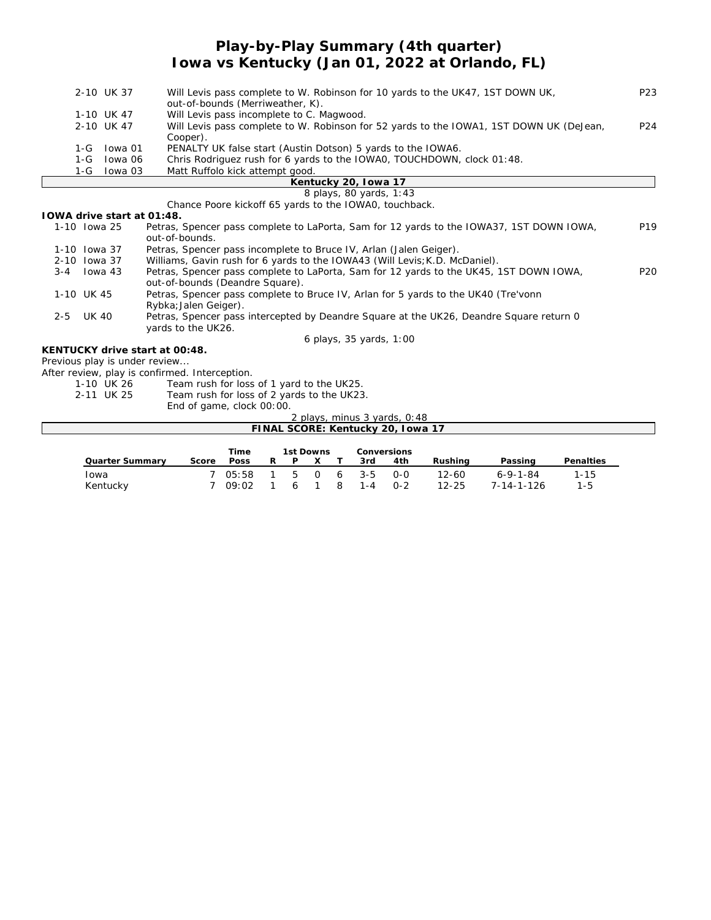# Play-by-Play Summary (4th quarter)
# Iowa vs Kentucky (Jan 01, 2022 at Orlando, FL)

| | | |
|---|---|---|
| 2-10 UK 37 | Will Levis pass complete to W. Robinson for 10 yards to the UK47, 1ST DOWN UK, out-of-bounds (Merriweather, K). | P23 |
| 1-10 UK 47 | Will Levis pass incomplete to C. Magwood. | |
| 2-10 UK 47 | Will Levis pass complete to W. Robinson for 52 yards to the IOWA1, 1ST DOWN UK (DeJean, Cooper). | P24 |
| 1-G Iowa 01 | PENALTY UK false start (Austin Dotson) 5 yards to the IOWA6. | |
| 1-G Iowa 06 | Chris Rodriguez rush for 6 yards to the IOWA0, TOUCHDOWN, clock 01:48. | |
| 1-G Iowa 03 | Matt Ruffolo kick attempt good. | |

**Kentucky 20, Iowa 17**

8 plays, 80 yards, 1:43

Chance Poore kickoff 65 yards to the IOWA0, touchback.

**IOWA drive start at 01:48.**

| | | |
|---|---|---|
| 1-10 Iowa 25 | Petras, Spencer pass complete to LaPorta, Sam for 12 yards to the IOWA37, 1ST DOWN IOWA, out-of-bounds. | P19 |
| 1-10 Iowa 37 | Petras, Spencer pass incomplete to Bruce IV, Arlan (Jalen Geiger). | |
| 2-10 Iowa 37 | Williams, Gavin rush for 6 yards to the IOWA43 (Will Levis;K.D. McDaniel). | |
| 3-4 Iowa 43 | Petras, Spencer pass complete to LaPorta, Sam for 12 yards to the UK45, 1ST DOWN IOWA, out-of-bounds (Deandre Square). | P20 |
| 1-10 UK 45 | Petras, Spencer pass complete to Bruce IV, Arlan for 5 yards to the UK40 (Tre'vonn Rybka;Jalen Geiger). | |
| 2-5 UK 40 | Petras, Spencer pass intercepted by Deandre Square at the UK26, Deandre Square return 0 yards to the UK26. | |

6 plays, 35 yards, 1:00

**KENTUCKY drive start at 00:48.**

Previous play is under review...

After review, play is confirmed. Interception.

| | |
|---|---|
| 1-10 UK 26 | Team rush for loss of 1 yard to the UK25. |
| 2-11 UK 25 | Team rush for loss of 2 yards to the UK23. |
| | End of game, clock 00:00. |

2 plays, minus 3 yards, 0:48

**FINAL SCORE: Kentucky 20, Iowa 17**

| Quarter Summary | Score | Time Poss | 1st Downs R | P | X | T | Conversions 3rd | 4th | Rushing | Passing | Penalties |
|---|---|---|---|---|---|---|---|---|---|---|---|
| Iowa | 7 | 05:58 | 1 | 5 | 0 | 6 | 3-5 | 0-0 | 12-60 | 6-9-1-84 | 1-15 |
| Kentucky | 7 | 09:02 | 1 | 6 | 1 | 8 | 1-4 | 0-2 | 12-25 | 7-14-1-126 | 1-5 |